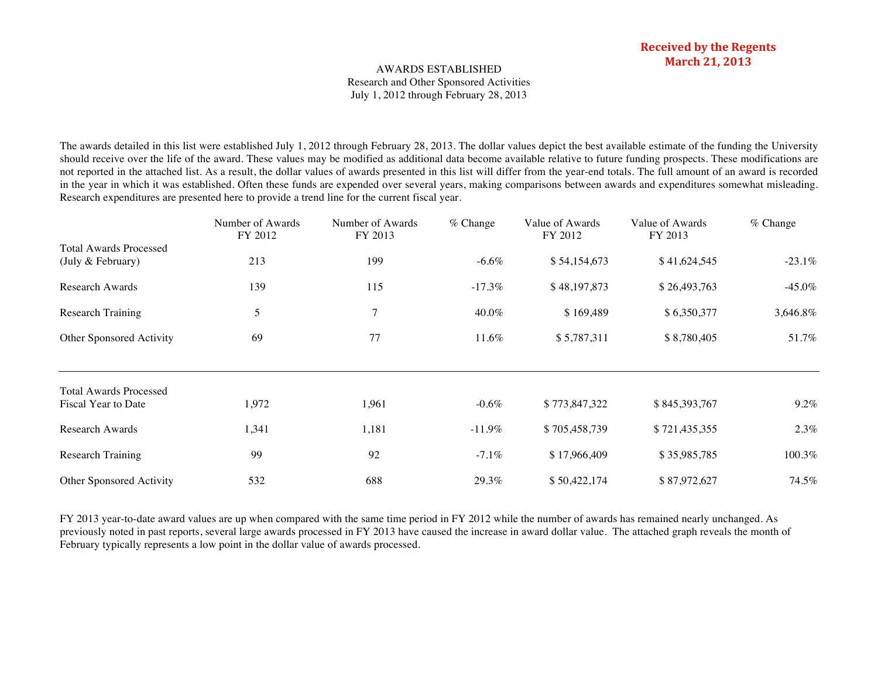**Received by the Regents**
**March 21, 2013**

# AWARDS ESTABLISHED

## Research and Other Sponsored Activities

### July 1, 2012 through February 28, 2013

The awards detailed in this list were established July 1, 2012 through February 28, 2013. The dollar values depict the best available estimate of the funding the University should receive over the life of the award. These values may be modified as additional data become available relative to future funding prospects. These modifications are not reported in the attached list. As a result, the dollar values of awards presented in this list will differ from the year-end totals. The full amount of an award is recorded in the year in which it was established. Often these funds are expended over several years, making comparisons between awards and expenditures somewhat misleading. Research expenditures are presented here to provide a trend line for the current fiscal year.

| | Number of Awards FY 2012 | Number of Awards FY 2013 | % Change | Value of Awards FY 2012 | Value of Awards FY 2013 | % Change |
|---|---|---|---|---|---|---|
| Total Awards Processed (July & February) | 213 | 199 | -6.6% | $ 54,154,673 | $ 41,624,545 | -23.1% |
| Research Awards | 139 | 115 | -17.3% | $ 48,197,873 | $ 26,493,763 | -45.0% |
| Research Training | 5 | 7 | 40.0% | $ 169,489 | $ 6,350,377 | 3,646.8% |
| Other Sponsored Activity | 69 | 77 | 11.6% | $ 5,787,311 | $ 8,780,405 | 51.7% |
| Total Awards Processed Fiscal Year to Date | 1,972 | 1,961 | -0.6% | $ 773,847,322 | $ 845,393,767 | 9.2% |
| Research Awards | 1,341 | 1,181 | -11.9% | $ 705,458,739 | $ 721,435,355 | 2.3% |
| Research Training | 99 | 92 | -7.1% | $ 17,966,409 | $ 35,985,785 | 100.3% |
| Other Sponsored Activity | 532 | 688 | 29.3% | $ 50,422,174 | $ 87,972,627 | 74.5% |

FY 2013 year-to-date award values are up when compared with the same time period in FY 2012 while the number of awards has remained nearly unchanged. As previously noted in past reports, several large awards processed in FY 2013 have caused the increase in award dollar value. The attached graph reveals the month of February typically represents a low point in the dollar value of awards processed.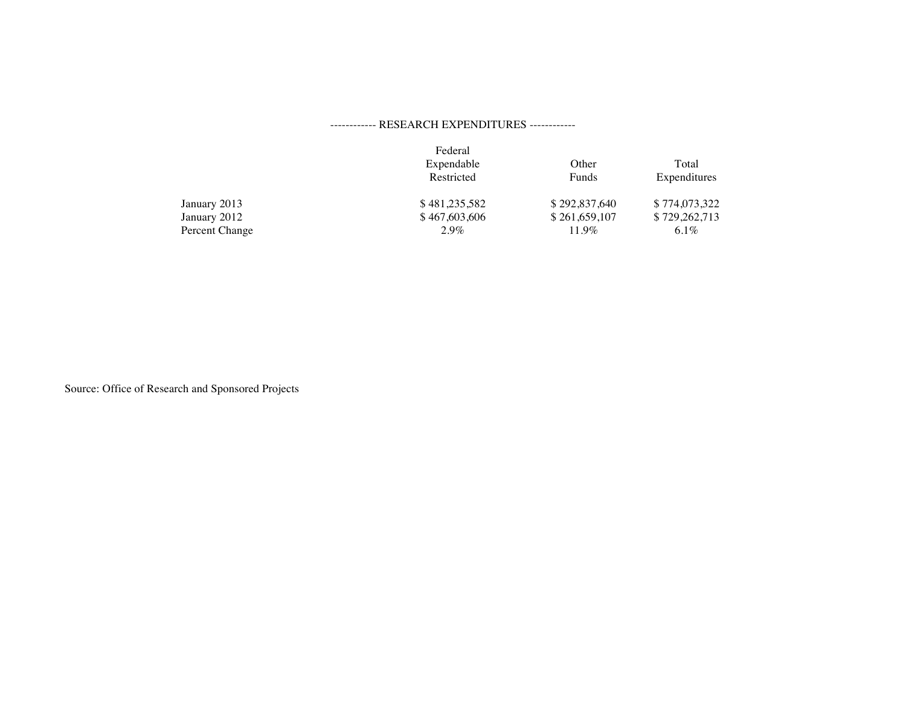------------ RESEARCH EXPENDITURES ------------

| | Federal Expendable Restricted | Other Funds | Total Expenditures |
|---|---|---|---|
| January 2013 | $ 481,235,582 | $ 292,837,640 | $ 774,073,322 |
| January 2012 | $ 467,603,606 | $ 261,659,107 | $ 729,262,713 |
| Percent Change | 2.9% | 11.9% | 6.1% |

Source: Office of Research and Sponsored Projects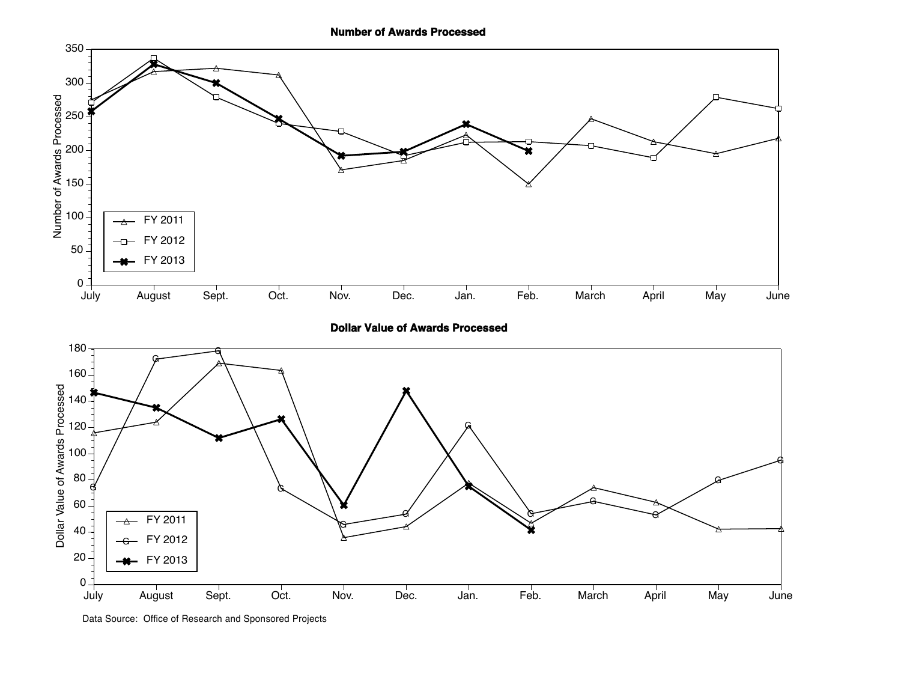**Number of Awards Processed**

**Dollar Value of Awards Processed**

Data Source: Office of Research and Sponsored Projects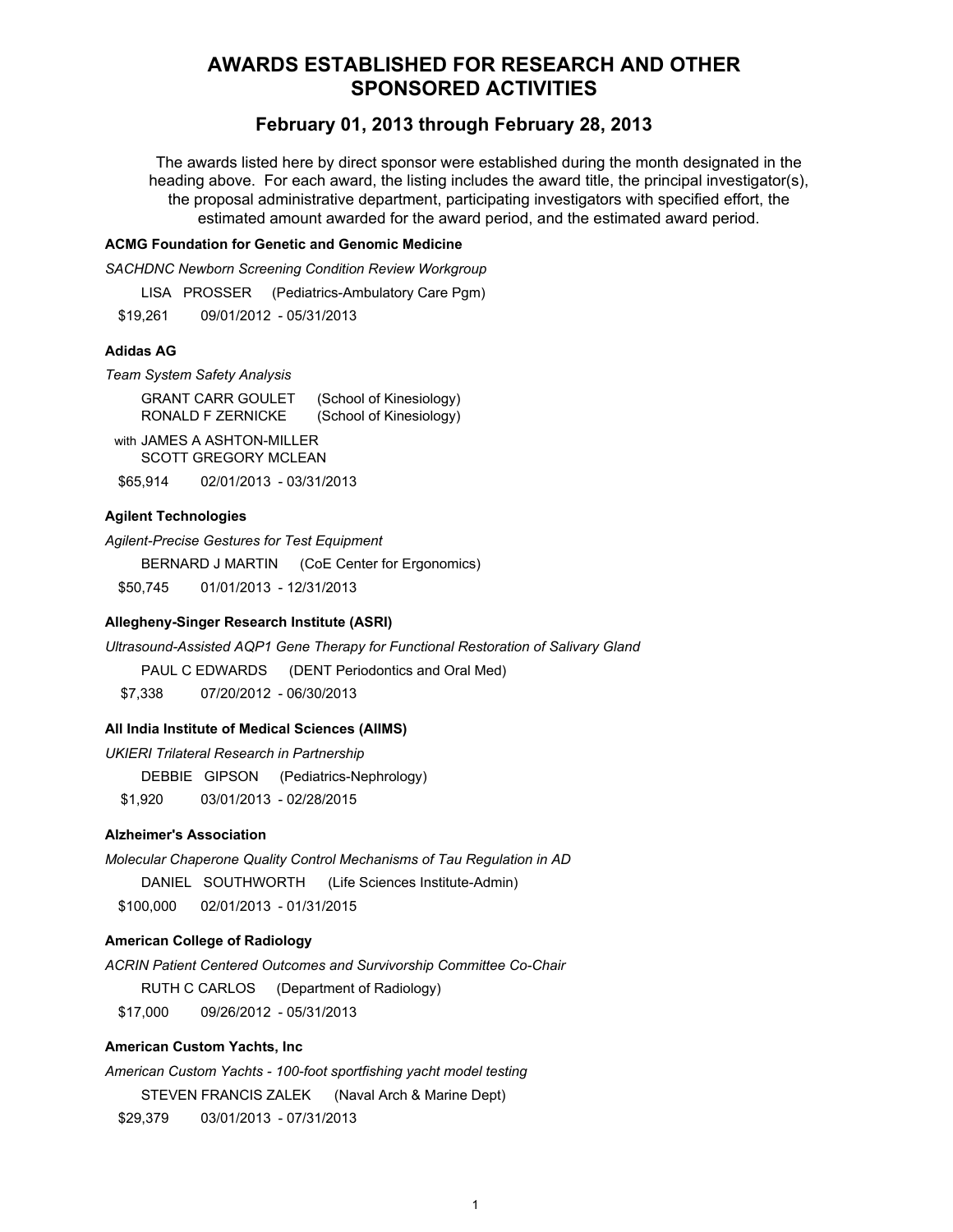# AWARDS ESTABLISHED FOR RESEARCH AND OTHER SPONSORED ACTIVITIES

## February 01, 2013 through February 28, 2013

The awards listed here by direct sponsor were established during the month designated in the heading above. For each award, the listing includes the award title, the principal investigator(s), the proposal administrative department, participating investigators with specified effort, the estimated amount awarded for the award period, and the estimated award period.

**ACMG Foundation for Genetic and Genomic Medicine**

*SACHDNC Newborn Screening Condition Review Workgroup*

LISA PROSSER (Pediatrics-Ambulatory Care Pgm)

$19,261 09/01/2012 - 05/31/2013

**Adidas AG**

*Team System Safety Analysis*

GRANT CARR GOULET (School of Kinesiology)
RONALD F ZERNICKE (School of Kinesiology)

with JAMES A ASHTON-MILLER
SCOTT GREGORY MCLEAN

$65,914 02/01/2013 - 03/31/2013

**Agilent Technologies**

*Agilent-Precise Gestures for Test Equipment*

BERNARD J MARTIN (CoE Center for Ergonomics)

$50,745 01/01/2013 - 12/31/2013

**Allegheny-Singer Research Institute (ASRI)**

*Ultrasound-Assisted AQP1 Gene Therapy for Functional Restoration of Salivary Gland*

PAUL C EDWARDS (DENT Periodontics and Oral Med)

$7,338 07/20/2012 - 06/30/2013

**All India Institute of Medical Sciences (AIIMS)**

*UKIERI Trilateral Research in Partnership*

DEBBIE GIPSON (Pediatrics-Nephrology)

$1,920 03/01/2013 - 02/28/2015

**Alzheimer's Association**

*Molecular Chaperone Quality Control Mechanisms of Tau Regulation in AD*

DANIEL SOUTHWORTH (Life Sciences Institute-Admin)

$100,000 02/01/2013 - 01/31/2015

**American College of Radiology**

*ACRIN Patient Centered Outcomes and Survivorship Committee Co-Chair*

RUTH C CARLOS (Department of Radiology)

$17,000 09/26/2012 - 05/31/2013

**American Custom Yachts, Inc**

*American Custom Yachts - 100-foot sportfishing yacht model testing*

STEVEN FRANCIS ZALEK (Naval Arch & Marine Dept)

$29,379 03/01/2013 - 07/31/2013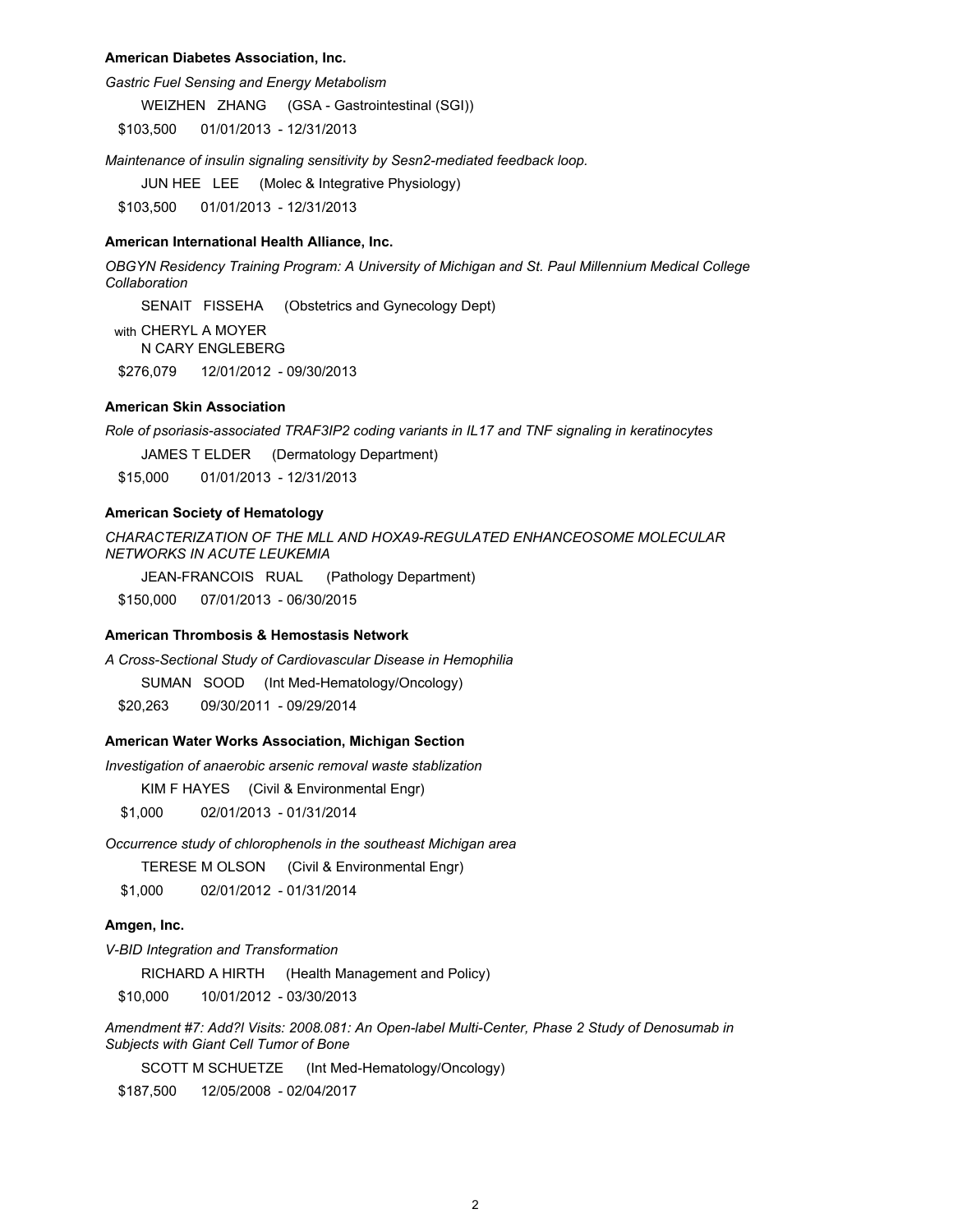**American Diabetes Association, Inc.**

*Gastric Fuel Sensing and Energy Metabolism*

WEIZHEN ZHANG (GSA - Gastrointestinal (SGI))

$103,500 01/01/2013 - 12/31/2013

*Maintenance of insulin signaling sensitivity by Sesn2-mediated feedback loop.*

JUN HEE LEE (Molec & Integrative Physiology)

$103,500 01/01/2013 - 12/31/2013

**American International Health Alliance, Inc.**

*OBGYN Residency Training Program: A University of Michigan and St. Paul Millennium Medical College Collaboration*

SENAIT FISSEHA (Obstetrics and Gynecology Dept)

with CHERYL A MOYER
N CARY ENGLEBERG

$276,079 12/01/2012 - 09/30/2013

**American Skin Association**

*Role of psoriasis-associated TRAF3IP2 coding variants in IL17 and TNF signaling in keratinocytes*

JAMES T ELDER (Dermatology Department)

$15,000 01/01/2013 - 12/31/2013

**American Society of Hematology**

*CHARACTERIZATION OF THE MLL AND HOXA9-REGULATED ENHANCEOSOME MOLECULAR NETWORKS IN ACUTE LEUKEMIA*

JEAN-FRANCOIS RUAL (Pathology Department)

$150,000 07/01/2013 - 06/30/2015

**American Thrombosis & Hemostasis Network**

*A Cross-Sectional Study of Cardiovascular Disease in Hemophilia*

SUMAN SOOD (Int Med-Hematology/Oncology)

$20,263 09/30/2011 - 09/29/2014

**American Water Works Association, Michigan Section**

*Investigation of anaerobic arsenic removal waste stablization*

KIM F HAYES (Civil & Environmental Engr)

$1,000 02/01/2013 - 01/31/2014

*Occurrence study of chlorophenols in the southeast Michigan area*

TERESE M OLSON (Civil & Environmental Engr)

$1,000 02/01/2012 - 01/31/2014

**Amgen, Inc.**

*V-BID Integration and Transformation*

RICHARD A HIRTH (Health Management and Policy)

$10,000 10/01/2012 - 03/30/2013

*Amendment #7: Add?l Visits: 2008.081: An Open-label Multi-Center, Phase 2 Study of Denosumab in Subjects with Giant Cell Tumor of Bone*

SCOTT M SCHUETZE (Int Med-Hematology/Oncology)

$187,500 12/05/2008 - 02/04/2017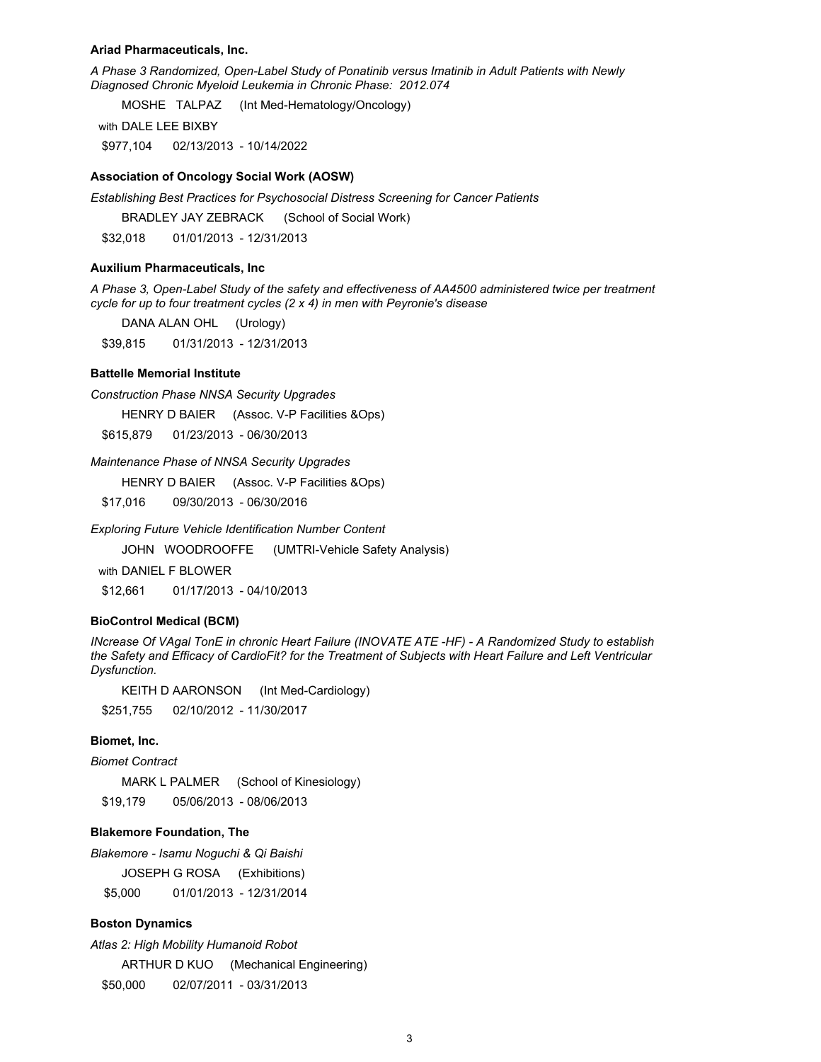**Ariad Pharmaceuticals, Inc.**

*A Phase 3 Randomized, Open-Label Study of Ponatinib versus Imatinib in Adult Patients with Newly Diagnosed Chronic Myeloid Leukemia in Chronic Phase: 2012.074*

MOSHE TALPAZ (Int Med-Hematology/Oncology)

with DALE LEE BIXBY

$977,104 02/13/2013 - 10/14/2022

**Association of Oncology Social Work (AOSW)**

*Establishing Best Practices for Psychosocial Distress Screening for Cancer Patients*

BRADLEY JAY ZEBRACK (School of Social Work)

$32,018 01/01/2013 - 12/31/2013

**Auxilium Pharmaceuticals, Inc**

*A Phase 3, Open-Label Study of the safety and effectiveness of AA4500 administered twice per treatment cycle for up to four treatment cycles (2 x 4) in men with Peyronie's disease*

DANA ALAN OHL (Urology)

$39,815 01/31/2013 - 12/31/2013

**Battelle Memorial Institute**

*Construction Phase NNSA Security Upgrades*

HENRY D BAIER (Assoc. V-P Facilities &Ops)

$615,879 01/23/2013 - 06/30/2013

*Maintenance Phase of NNSA Security Upgrades*

HENRY D BAIER (Assoc. V-P Facilities &Ops)

$17,016 09/30/2013 - 06/30/2016

*Exploring Future Vehicle Identification Number Content*

JOHN WOODROOFFE (UMTRI-Vehicle Safety Analysis)

with DANIEL F BLOWER

$12,661 01/17/2013 - 04/10/2013

**BioControl Medical (BCM)**

*INcrease Of VAgal TonE in chronic Heart Failure (INOVATE ATE -HF) - A Randomized Study to establish the Safety and Efficacy of CardioFit? for the Treatment of Subjects with Heart Failure and Left Ventricular Dysfunction.*

KEITH D AARONSON (Int Med-Cardiology)

$251,755 02/10/2012 - 11/30/2017

**Biomet, Inc.**

*Biomet Contract*

MARK L PALMER (School of Kinesiology)

$19,179 05/06/2013 - 08/06/2013

**Blakemore Foundation, The**

*Blakemore - Isamu Noguchi & Qi Baishi*

JOSEPH G ROSA (Exhibitions)

$5,000 01/01/2013 - 12/31/2014

**Boston Dynamics**

*Atlas 2: High Mobility Humanoid Robot*

ARTHUR D KUO (Mechanical Engineering)

$50,000 02/07/2011 - 03/31/2013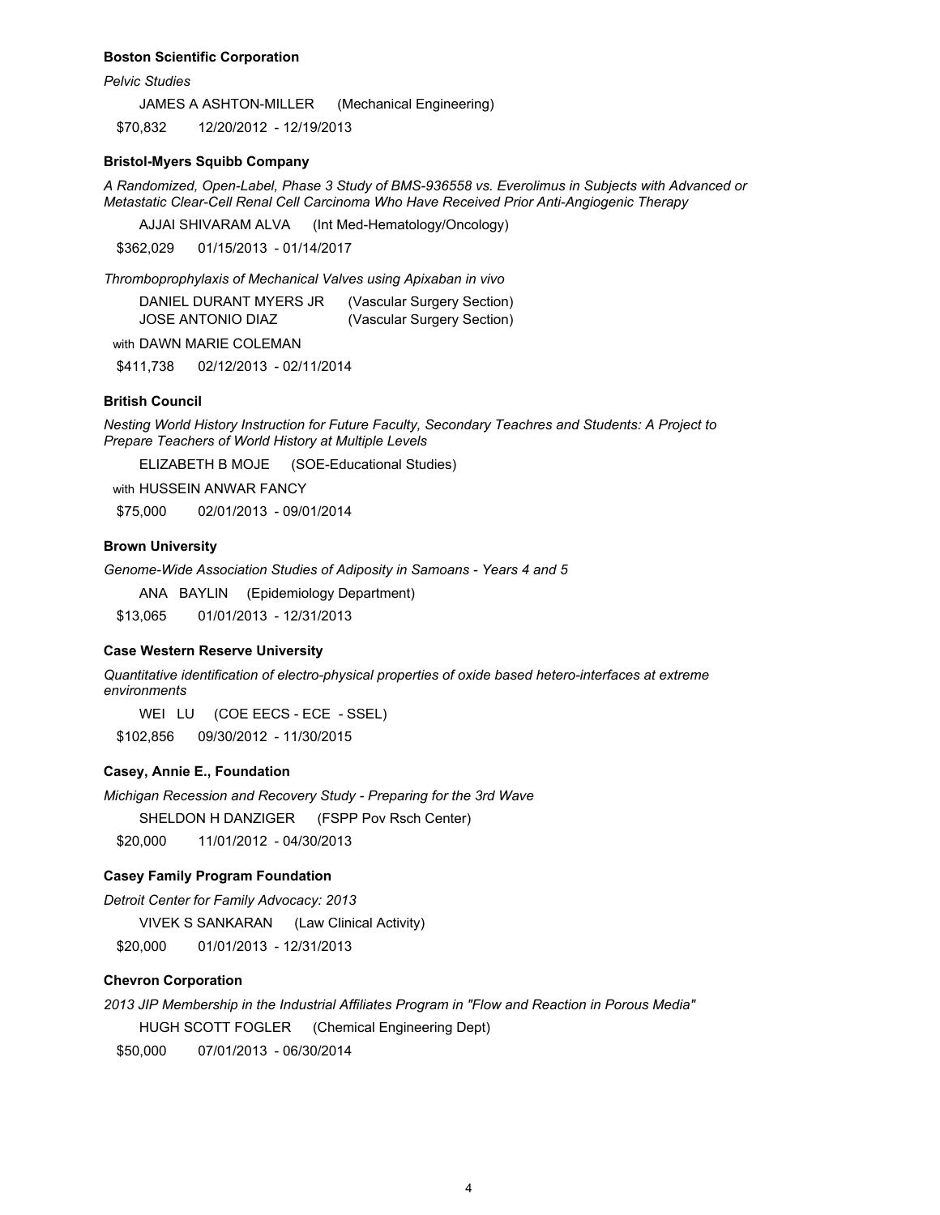**Boston Scientific Corporation**

*Pelvic Studies*

JAMES A ASHTON-MILLER (Mechanical Engineering)

$70,832 12/20/2012 - 12/19/2013

**Bristol-Myers Squibb Company**

*A Randomized, Open-Label, Phase 3 Study of BMS-936558 vs. Everolimus in Subjects with Advanced or Metastatic Clear-Cell Renal Cell Carcinoma Who Have Received Prior Anti-Angiogenic Therapy*

AJJAI SHIVARAM ALVA (Int Med-Hematology/Oncology)

$362,029 01/15/2013 - 01/14/2017

*Thromboprophylaxis of Mechanical Valves using Apixaban in vivo*

DANIEL DURANT MYERS JR (Vascular Surgery Section)
JOSE ANTONIO DIAZ (Vascular Surgery Section)

with DAWN MARIE COLEMAN

$411,738 02/12/2013 - 02/11/2014

**British Council**

*Nesting World History Instruction for Future Faculty, Secondary Teachres and Students: A Project to Prepare Teachers of World History at Multiple Levels*

ELIZABETH B MOJE (SOE-Educational Studies)

with HUSSEIN ANWAR FANCY

$75,000 02/01/2013 - 09/01/2014

**Brown University**

*Genome-Wide Association Studies of Adiposity in Samoans - Years 4 and 5*

ANA BAYLIN (Epidemiology Department)

$13,065 01/01/2013 - 12/31/2013

**Case Western Reserve University**

*Quantitative identification of electro-physical properties of oxide based hetero-interfaces at extreme environments*

WEI LU (COE EECS - ECE - SSEL)

$102,856 09/30/2012 - 11/30/2015

**Casey, Annie E., Foundation**

*Michigan Recession and Recovery Study - Preparing for the 3rd Wave*

SHELDON H DANZIGER (FSPP Pov Rsch Center)

$20,000 11/01/2012 - 04/30/2013

**Casey Family Program Foundation**

*Detroit Center for Family Advocacy: 2013*

VIVEK S SANKARAN (Law Clinical Activity)

$20,000 01/01/2013 - 12/31/2013

**Chevron Corporation**

*2013 JIP Membership in the Industrial Affiliates Program in "Flow and Reaction in Porous Media"*

HUGH SCOTT FOGLER (Chemical Engineering Dept)

$50,000 07/01/2013 - 06/30/2014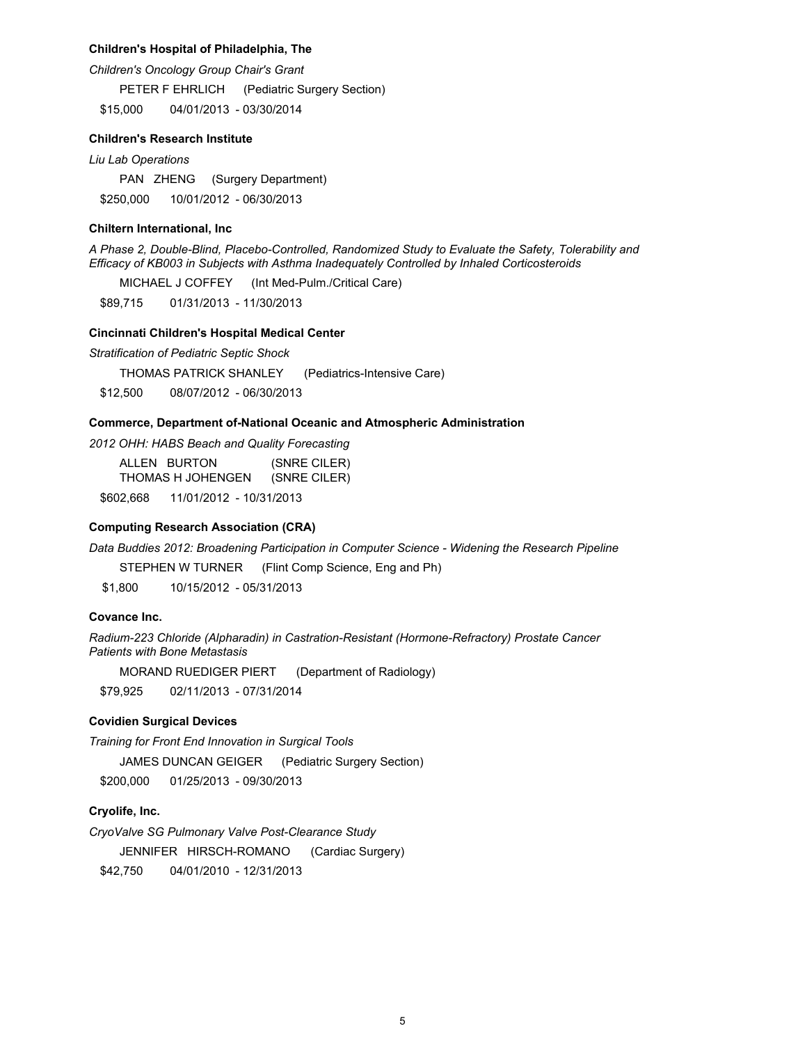**Children's Hospital of Philadelphia, The**

*Children's Oncology Group Chair's Grant*

PETER F EHRLICH (Pediatric Surgery Section)

$15,000 04/01/2013 - 03/30/2014

**Children's Research Institute**

*Liu Lab Operations*

PAN ZHENG (Surgery Department)

$250,000 10/01/2012 - 06/30/2013

**Chiltern International, Inc**

*A Phase 2, Double-Blind, Placebo-Controlled, Randomized Study to Evaluate the Safety, Tolerability and Efficacy of KB003 in Subjects with Asthma Inadequately Controlled by Inhaled Corticosteroids*

MICHAEL J COFFEY (Int Med-Pulm./Critical Care)

$89,715 01/31/2013 - 11/30/2013

**Cincinnati Children's Hospital Medical Center**

*Stratification of Pediatric Septic Shock*

THOMAS PATRICK SHANLEY (Pediatrics-Intensive Care)

$12,500 08/07/2012 - 06/30/2013

**Commerce, Department of-National Oceanic and Atmospheric Administration**

*2012 OHH: HABS Beach and Quality Forecasting*

ALLEN BURTON (SNRE CILER)
THOMAS H JOHENGEN (SNRE CILER)

$602,668 11/01/2012 - 10/31/2013

**Computing Research Association (CRA)**

*Data Buddies 2012: Broadening Participation in Computer Science - Widening the Research Pipeline*

STEPHEN W TURNER (Flint Comp Science, Eng and Ph)

$1,800 10/15/2012 - 05/31/2013

**Covance Inc.**

*Radium-223 Chloride (Alpharadin) in Castration-Resistant (Hormone-Refractory) Prostate Cancer Patients with Bone Metastasis*

MORAND RUEDIGER PIERT (Department of Radiology)

$79,925 02/11/2013 - 07/31/2014

**Covidien Surgical Devices**

*Training for Front End Innovation in Surgical Tools*

JAMES DUNCAN GEIGER (Pediatric Surgery Section)

$200,000 01/25/2013 - 09/30/2013

**Cryolife, Inc.**

*CryoValve SG Pulmonary Valve Post-Clearance Study*

JENNIFER HIRSCH-ROMANO (Cardiac Surgery)

$42,750 04/01/2010 - 12/31/2013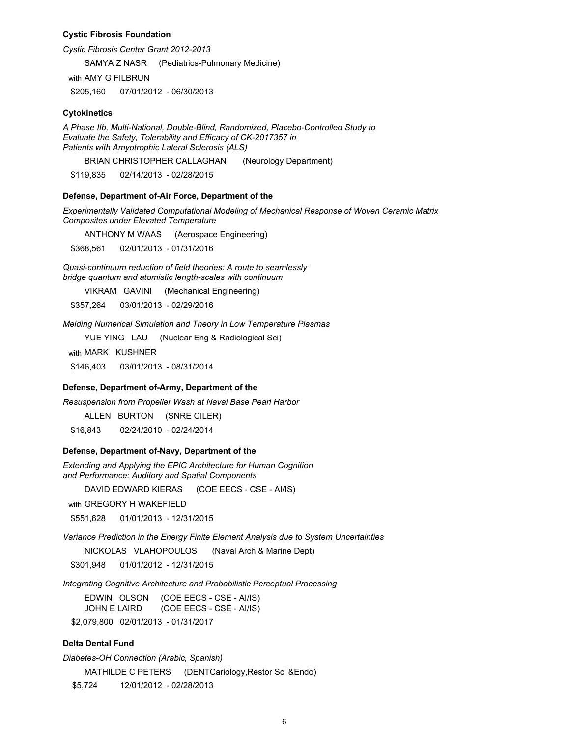**Cystic Fibrosis Foundation**

*Cystic Fibrosis Center Grant 2012-2013*

SAMYA Z NASR (Pediatrics-Pulmonary Medicine)

with AMY G FILBRUN

$205,160 07/01/2012 - 06/30/2013

**Cytokinetics**

*A Phase IIb, Multi-National, Double-Blind, Randomized, Placebo-Controlled Study to Evaluate the Safety, Tolerability and Efficacy of CK-2017357 in Patients with Amyotrophic Lateral Sclerosis (ALS)*

BRIAN CHRISTOPHER CALLAGHAN (Neurology Department)

$119,835 02/14/2013 - 02/28/2015

**Defense, Department of-Air Force, Department of the**

*Experimentally Validated Computational Modeling of Mechanical Response of Woven Ceramic Matrix Composites under Elevated Temperature*

ANTHONY M WAAS (Aerospace Engineering)

$368,561 02/01/2013 - 01/31/2016

*Quasi-continuum reduction of field theories: A route to seamlessly bridge quantum and atomistic length-scales with continuum*

VIKRAM GAVINI (Mechanical Engineering)

$357,264 03/01/2013 - 02/29/2016

*Melding Numerical Simulation and Theory in Low Temperature Plasmas*

YUE YING LAU (Nuclear Eng & Radiological Sci)

with MARK KUSHNER

$146,403 03/01/2013 - 08/31/2014

**Defense, Department of-Army, Department of the**

*Resuspension from Propeller Wash at Naval Base Pearl Harbor*

ALLEN BURTON (SNRE CILER)

$16,843 02/24/2010 - 02/24/2014

**Defense, Department of-Navy, Department of the**

*Extending and Applying the EPIC Architecture for Human Cognition and Performance: Auditory and Spatial Components*

DAVID EDWARD KIERAS (COE EECS - CSE - AI/IS)

with GREGORY H WAKEFIELD

$551,628 01/01/2013 - 12/31/2015

*Variance Prediction in the Energy Finite Element Analysis due to System Uncertainties*

NICKOLAS VLAHOPOULOS (Naval Arch & Marine Dept)

$301,948 01/01/2012 - 12/31/2015

*Integrating Cognitive Architecture and Probabilistic Perceptual Processing*

EDWIN OLSON (COE EECS - CSE - AI/IS)
JOHN E LAIRD (COE EECS - CSE - AI/IS)

$2,079,800 02/01/2013 - 01/31/2017

**Delta Dental Fund**

*Diabetes-OH Connection (Arabic, Spanish)*

MATHILDE C PETERS (DENTCariology,Restor Sci &Endo)

$5,724 12/01/2012 - 02/28/2013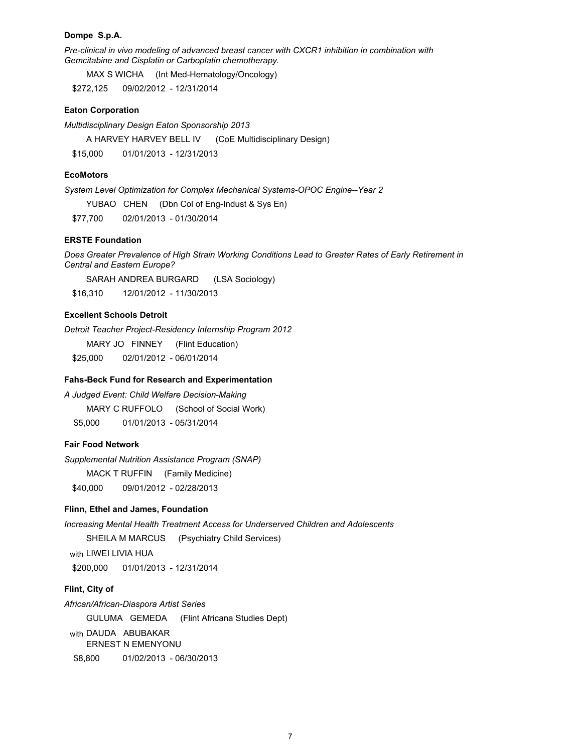**Dompe S.p.A.**

*Pre-clinical in vivo modeling of advanced breast cancer with CXCR1 inhibition in combination with Gemcitabine and Cisplatin or Carboplatin chemotherapy.*

MAX S WICHA (Int Med-Hematology/Oncology)

$272,125 09/02/2012 - 12/31/2014

**Eaton Corporation**

*Multidisciplinary Design Eaton Sponsorship 2013*

A HARVEY HARVEY BELL IV (CoE Multidisciplinary Design)

$15,000 01/01/2013 - 12/31/2013

**EcoMotors**

*System Level Optimization for Complex Mechanical Systems-OPOC Engine--Year 2*

YUBAO CHEN (Dbn Col of Eng-Indust & Sys En)

$77,700 02/01/2013 - 01/30/2014

**ERSTE Foundation**

*Does Greater Prevalence of High Strain Working Conditions Lead to Greater Rates of Early Retirement in Central and Eastern Europe?*

SARAH ANDREA BURGARD (LSA Sociology)

$16,310 12/01/2012 - 11/30/2013

**Excellent Schools Detroit**

*Detroit Teacher Project-Residency Internship Program 2012*

MARY JO FINNEY (Flint Education)

$25,000 02/01/2012 - 06/01/2014

**Fahs-Beck Fund for Research and Experimentation**

*A Judged Event: Child Welfare Decision-Making*

MARY C RUFFOLO (School of Social Work)

$5,000 01/01/2013 - 05/31/2014

**Fair Food Network**

*Supplemental Nutrition Assistance Program (SNAP)*

MACK T RUFFIN (Family Medicine)

$40,000 09/01/2012 - 02/28/2013

**Flinn, Ethel and James, Foundation**

*Increasing Mental Health Treatment Access for Underserved Children and Adolescents*

SHEILA M MARCUS (Psychiatry Child Services)

with LIWEI LIVIA HUA

$200,000 01/01/2013 - 12/31/2014

**Flint, City of**

*African/African-Diaspora Artist Series*

GULUMA GEMEDA (Flint Africana Studies Dept)

with DAUDA ABUBAKAR
ERNEST N EMENYONU

$8,800 01/02/2013 - 06/30/2013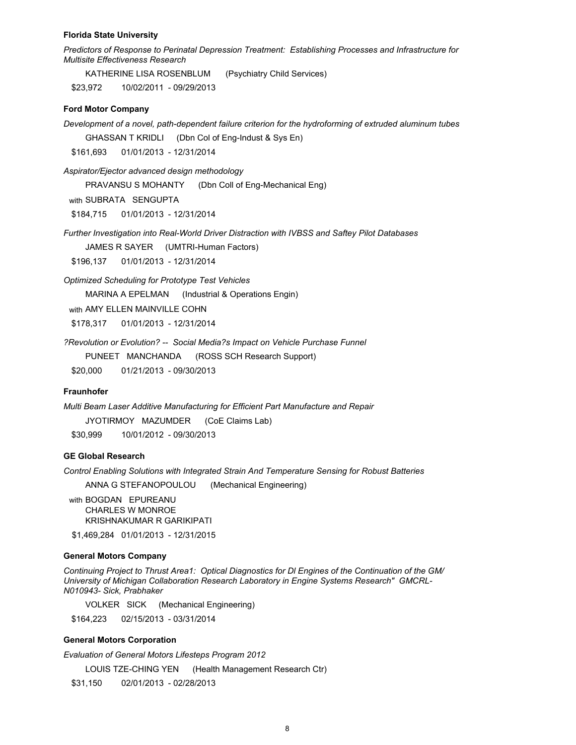**Florida State University**

*Predictors of Response to Perinatal Depression Treatment: Establishing Processes and Infrastructure for Multisite Effectiveness Research*

KATHERINE LISA ROSENBLUM (Psychiatry Child Services)

$23,972 10/02/2011 - 09/29/2013

**Ford Motor Company**

*Development of a novel, path-dependent failure criterion for the hydroforming of extruded aluminum tubes*

GHASSAN T KRIDLI (Dbn Col of Eng-Indust & Sys En)

$161,693 01/01/2013 - 12/31/2014

*Aspirator/Ejector advanced design methodology*

PRAVANSU S MOHANTY (Dbn Coll of Eng-Mechanical Eng)

with SUBRATA SENGUPTA

$184,715 01/01/2013 - 12/31/2014

*Further Investigation into Real-World Driver Distraction with IVBSS and Saftey Pilot Databases*

JAMES R SAYER (UMTRI-Human Factors)

$196,137 01/01/2013 - 12/31/2014

*Optimized Scheduling for Prototype Test Vehicles*

MARINA A EPELMAN (Industrial & Operations Engin)

with AMY ELLEN MAINVILLE COHN

$178,317 01/01/2013 - 12/31/2014

*?Revolution or Evolution? -- Social Media?s Impact on Vehicle Purchase Funnel*

PUNEET MANCHANDA (ROSS SCH Research Support)

$20,000 01/21/2013 - 09/30/2013

**Fraunhofer**

*Multi Beam Laser Additive Manufacturing for Efficient Part Manufacture and Repair*

JYOTIRMOY MAZUMDER (CoE Claims Lab)

$30,999 10/01/2012 - 09/30/2013

**GE Global Research**

*Control Enabling Solutions with Integrated Strain And Temperature Sensing for Robust Batteries*

ANNA G STEFANOPOULOU (Mechanical Engineering)

with BOGDAN EPUREANU
CHARLES W MONROE
KRISHNAKUMAR R GARIKIPATI

$1,469,284 01/01/2013 - 12/31/2015

**General Motors Company**

*Continuing Project to Thrust Area1: Optical Diagnostics for DI Engines of the Continuation of the GM/ University of Michigan Collaboration Research Laboratory in Engine Systems Research" GMCRL-N010943- Sick, Prabhaker*

VOLKER SICK (Mechanical Engineering)

$164,223 02/15/2013 - 03/31/2014

**General Motors Corporation**

*Evaluation of General Motors Lifesteps Program 2012*

LOUIS TZE-CHING YEN (Health Management Research Ctr)

$31,150 02/01/2013 - 02/28/2013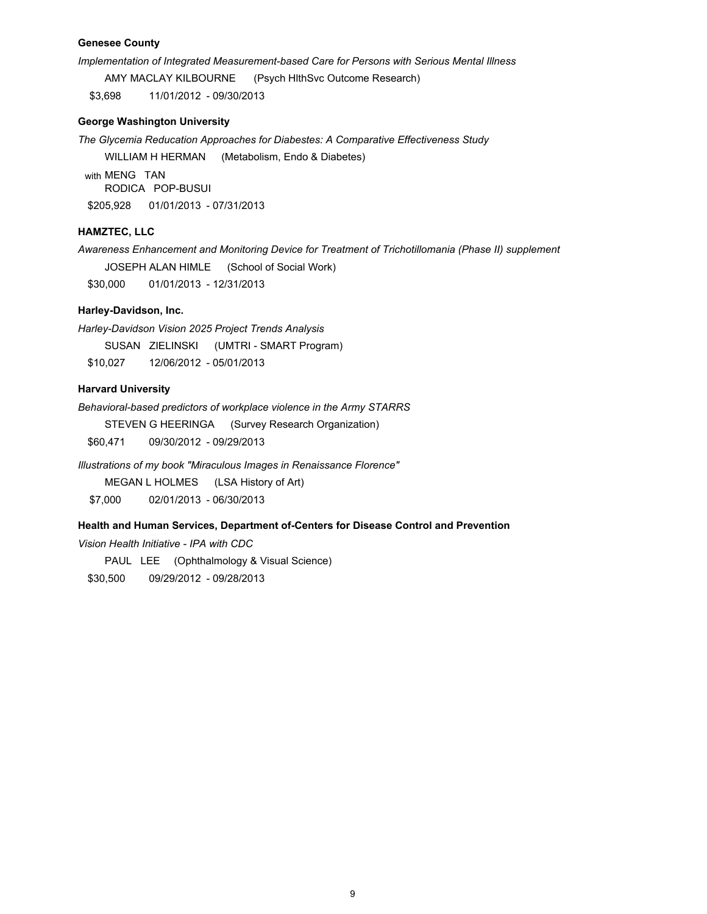**Genesee County**

*Implementation of Integrated Measurement-based Care for Persons with Serious Mental Illness*

AMY MACLAY KILBOURNE (Psych HlthSvc Outcome Research)

$3,698 11/01/2012 - 09/30/2013

**George Washington University**

*The Glycemia Reducation Approaches for Diabestes: A Comparative Effectiveness Study*

WILLIAM H HERMAN (Metabolism, Endo & Diabetes)

with MENG TAN
RODICA POP-BUSUI

$205,928 01/01/2013 - 07/31/2013

**HAMZTEC, LLC**

*Awareness Enhancement and Monitoring Device for Treatment of Trichotillomania (Phase II) supplement*

JOSEPH ALAN HIMLE (School of Social Work)

$30,000 01/01/2013 - 12/31/2013

**Harley-Davidson, Inc.**

*Harley-Davidson Vision 2025 Project Trends Analysis*

SUSAN ZIELINSKI (UMTRI - SMART Program)

$10,027 12/06/2012 - 05/01/2013

**Harvard University**

*Behavioral-based predictors of workplace violence in the Army STARRS*

STEVEN G HEERINGA (Survey Research Organization)

$60,471 09/30/2012 - 09/29/2013

*Illustrations of my book "Miraculous Images in Renaissance Florence"*

MEGAN L HOLMES (LSA History of Art)

$7,000 02/01/2013 - 06/30/2013

**Health and Human Services, Department of-Centers for Disease Control and Prevention**

*Vision Health Initiative - IPA with CDC*

PAUL LEE (Ophthalmology & Visual Science)

$30,500 09/29/2012 - 09/28/2013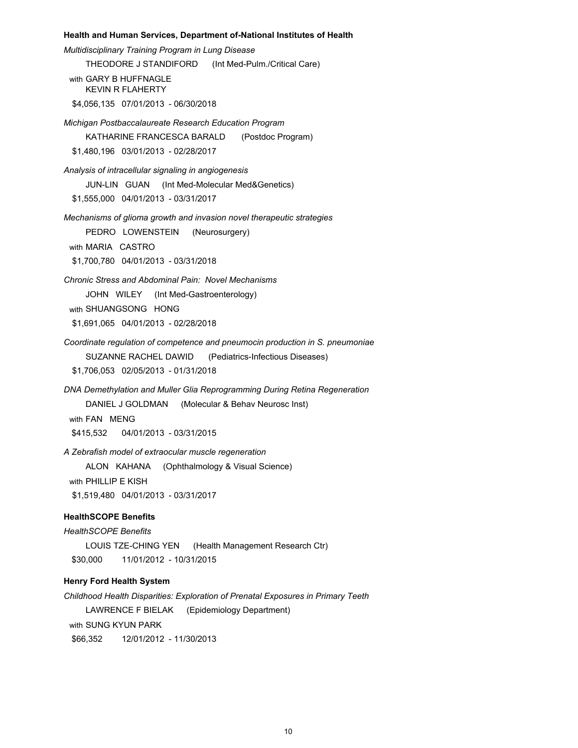**Health and Human Services, Department of-National Institutes of Health**

*Multidisciplinary Training Program in Lung Disease*

THEODORE J STANDIFORD (Int Med-Pulm./Critical Care)

with GARY B HUFFNAGLE
KEVIN R FLAHERTY

$4,056,135 07/01/2013 - 06/30/2018

*Michigan Postbaccalaureate Research Education Program*

KATHARINE FRANCESCA BARALD (Postdoc Program)

$1,480,196 03/01/2013 - 02/28/2017

*Analysis of intracellular signaling in angiogenesis*

JUN-LIN GUAN (Int Med-Molecular Med&Genetics)

$1,555,000 04/01/2013 - 03/31/2017

*Mechanisms of glioma growth and invasion novel therapeutic strategies*

PEDRO LOWENSTEIN (Neurosurgery)

with MARIA CASTRO

$1,700,780 04/01/2013 - 03/31/2018

*Chronic Stress and Abdominal Pain: Novel Mechanisms*

JOHN WILEY (Int Med-Gastroenterology)

with SHUANGSONG HONG

$1,691,065 04/01/2013 - 02/28/2018

*Coordinate regulation of competence and pneumocin production in S. pneumoniae*

SUZANNE RACHEL DAWID (Pediatrics-Infectious Diseases)

$1,706,053 02/05/2013 - 01/31/2018

*DNA Demethylation and Muller Glia Reprogramming During Retina Regeneration*

DANIEL J GOLDMAN (Molecular & Behav Neurosc Inst)

with FAN MENG

$415,532 04/01/2013 - 03/31/2015

*A Zebrafish model of extraocular muscle regeneration*

ALON KAHANA (Ophthalmology & Visual Science)

with PHILLIP E KISH

$1,519,480 04/01/2013 - 03/31/2017

**HealthSCOPE Benefits**

*HealthSCOPE Benefits*

LOUIS TZE-CHING YEN (Health Management Research Ctr)

$30,000 11/01/2012 - 10/31/2015

**Henry Ford Health System**

*Childhood Health Disparities: Exploration of Prenatal Exposures in Primary Teeth*

LAWRENCE F BIELAK (Epidemiology Department)

with SUNG KYUN PARK

$66,352 12/01/2012 - 11/30/2013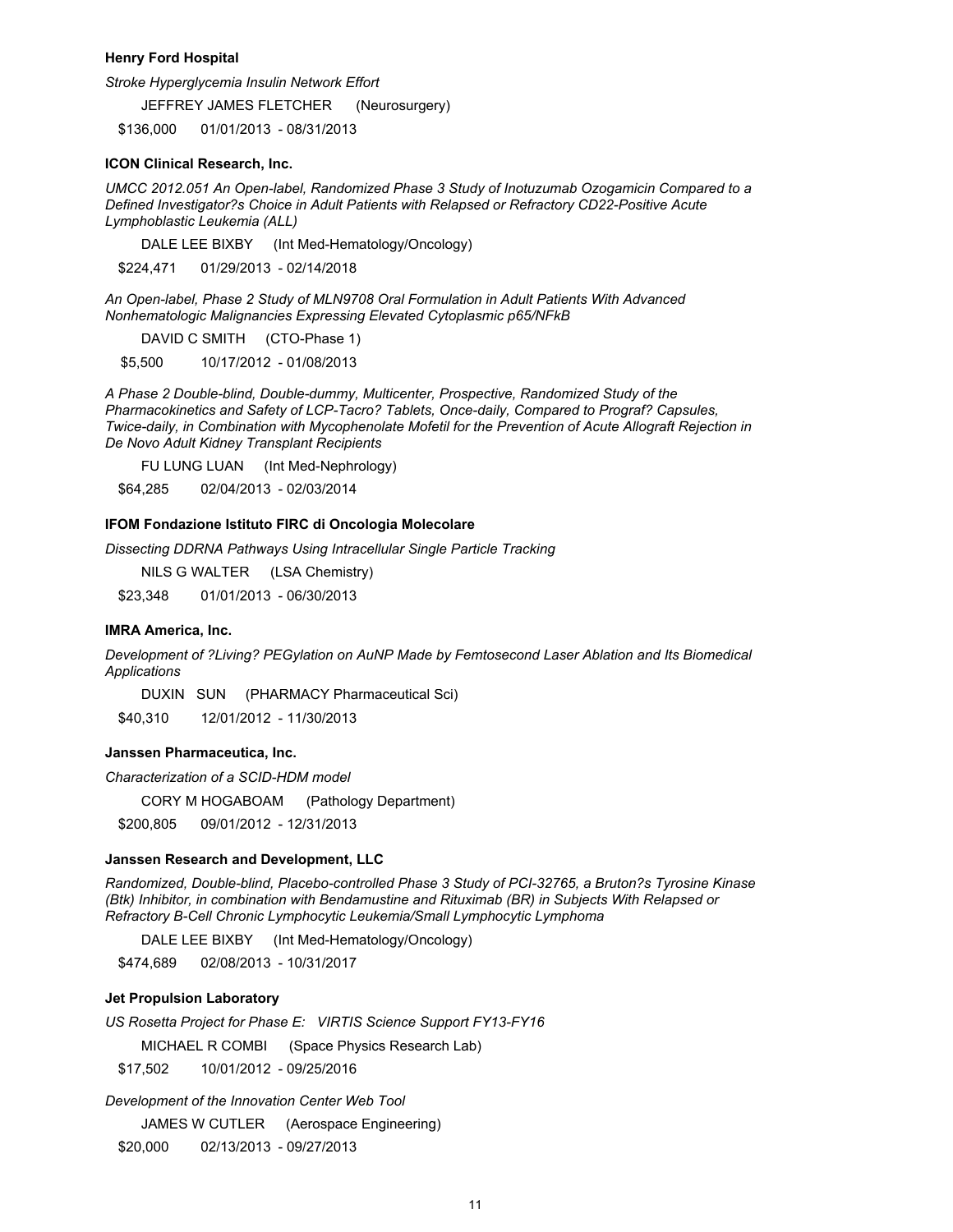**Henry Ford Hospital**

*Stroke Hyperglycemia Insulin Network Effort*

JEFFREY JAMES FLETCHER (Neurosurgery)

$136,000 01/01/2013 - 08/31/2013

**ICON Clinical Research, Inc.**

*UMCC 2012.051 An Open-label, Randomized Phase 3 Study of Inotuzumab Ozogamicin Compared to a Defined Investigator?s Choice in Adult Patients with Relapsed or Refractory CD22-Positive Acute Lymphoblastic Leukemia (ALL)*

DALE LEE BIXBY (Int Med-Hematology/Oncology)

$224,471 01/29/2013 - 02/14/2018

*An Open-label, Phase 2 Study of MLN9708 Oral Formulation in Adult Patients With Advanced Nonhematologic Malignancies Expressing Elevated Cytoplasmic p65/NFkB*

DAVID C SMITH (CTO-Phase 1)

$5,500 10/17/2012 - 01/08/2013

*A Phase 2 Double-blind, Double-dummy, Multicenter, Prospective, Randomized Study of the Pharmacokinetics and Safety of LCP-Tacro? Tablets, Once-daily, Compared to Prograf? Capsules, Twice-daily, in Combination with Mycophenolate Mofetil for the Prevention of Acute Allograft Rejection in De Novo Adult Kidney Transplant Recipients*

FU LUNG LUAN (Int Med-Nephrology)

$64,285 02/04/2013 - 02/03/2014

**IFOM Fondazione Istituto FIRC di Oncologia Molecolare**

*Dissecting DDRNA Pathways Using Intracellular Single Particle Tracking*

NILS G WALTER (LSA Chemistry)

$23,348 01/01/2013 - 06/30/2013

**IMRA America, Inc.**

*Development of ?Living? PEGylation on AuNP Made by Femtosecond Laser Ablation and Its Biomedical Applications*

DUXIN SUN (PHARMACY Pharmaceutical Sci)

$40,310 12/01/2012 - 11/30/2013

**Janssen Pharmaceutica, Inc.**

*Characterization of a SCID-HDM model*

CORY M HOGABOAM (Pathology Department)

$200,805 09/01/2012 - 12/31/2013

**Janssen Research and Development, LLC**

*Randomized, Double-blind, Placebo-controlled Phase 3 Study of PCI-32765, a Bruton?s Tyrosine Kinase (Btk) Inhibitor, in combination with Bendamustine and Rituximab (BR) in Subjects With Relapsed or Refractory B-Cell Chronic Lymphocytic Leukemia/Small Lymphocytic Lymphoma*

DALE LEE BIXBY (Int Med-Hematology/Oncology)

$474,689 02/08/2013 - 10/31/2017

**Jet Propulsion Laboratory**

*US Rosetta Project for Phase E: VIRTIS Science Support FY13-FY16*

MICHAEL R COMBI (Space Physics Research Lab)

$17,502 10/01/2012 - 09/25/2016

*Development of the Innovation Center Web Tool*

JAMES W CUTLER (Aerospace Engineering)

$20,000 02/13/2013 - 09/27/2013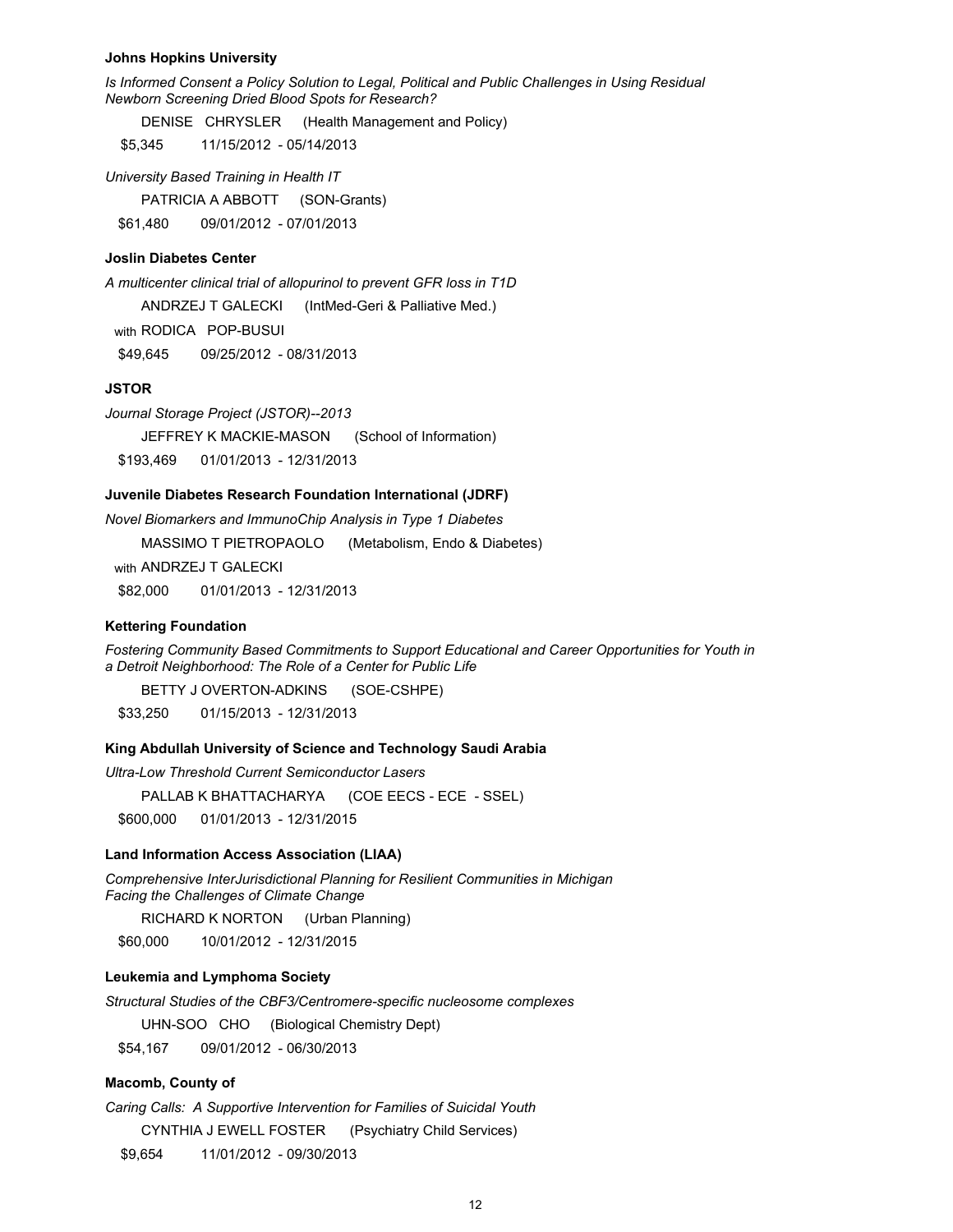**Johns Hopkins University**

*Is Informed Consent a Policy Solution to Legal, Political and Public Challenges in Using Residual Newborn Screening Dried Blood Spots for Research?*

DENISE CHRYSLER (Health Management and Policy)

$5,345 11/15/2012 - 05/14/2013

*University Based Training in Health IT*

PATRICIA A ABBOTT (SON-Grants)

$61,480 09/01/2012 - 07/01/2013

**Joslin Diabetes Center**

*A multicenter clinical trial of allopurinol to prevent GFR loss in T1D*

ANDRZEJ T GALECKI (IntMed-Geri & Palliative Med.)

with RODICA POP-BUSUI

$49,645 09/25/2012 - 08/31/2013

**JSTOR**

*Journal Storage Project (JSTOR)--2013*

JEFFREY K MACKIE-MASON (School of Information)

$193,469 01/01/2013 - 12/31/2013

**Juvenile Diabetes Research Foundation International (JDRF)**

*Novel Biomarkers and ImmunoChip Analysis in Type 1 Diabetes*

MASSIMO T PIETROPAOLO (Metabolism, Endo & Diabetes)

with ANDRZEJ T GALECKI

$82,000 01/01/2013 - 12/31/2013

**Kettering Foundation**

*Fostering Community Based Commitments to Support Educational and Career Opportunities for Youth in a Detroit Neighborhood: The Role of a Center for Public Life*

BETTY J OVERTON-ADKINS (SOE-CSHPE)

$33,250 01/15/2013 - 12/31/2013

**King Abdullah University of Science and Technology Saudi Arabia**

*Ultra-Low Threshold Current Semiconductor Lasers*

PALLAB K BHATTACHARYA (COE EECS - ECE - SSEL)

$600,000 01/01/2013 - 12/31/2015

**Land Information Access Association (LIAA)**

*Comprehensive InterJurisdictional Planning for Resilient Communities in Michigan Facing the Challenges of Climate Change*

RICHARD K NORTON (Urban Planning)

$60,000 10/01/2012 - 12/31/2015

**Leukemia and Lymphoma Society**

*Structural Studies of the CBF3/Centromere-specific nucleosome complexes*

UHN-SOO CHO (Biological Chemistry Dept)

$54,167 09/01/2012 - 06/30/2013

**Macomb, County of**

*Caring Calls: A Supportive Intervention for Families of Suicidal Youth*

CYNTHIA J EWELL FOSTER (Psychiatry Child Services)

$9,654 11/01/2012 - 09/30/2013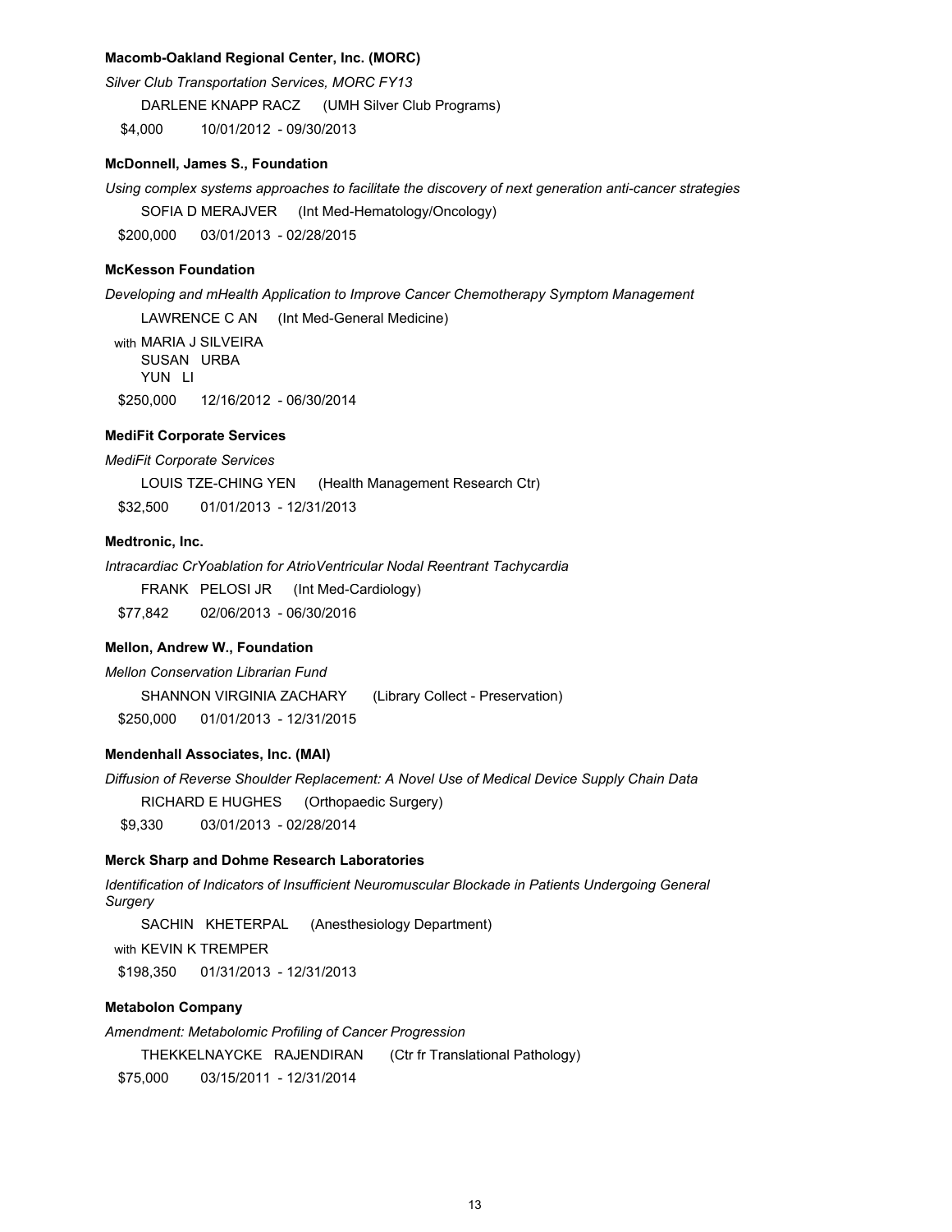**Macomb-Oakland Regional Center, Inc. (MORC)**

*Silver Club Transportation Services, MORC FY13*

DARLENE KNAPP RACZ (UMH Silver Club Programs)

$4,000 10/01/2012 - 09/30/2013

**McDonnell, James S., Foundation**

*Using complex systems approaches to facilitate the discovery of next generation anti-cancer strategies*

SOFIA D MERAJVER (Int Med-Hematology/Oncology)

$200,000 03/01/2013 - 02/28/2015

**McKesson Foundation**

*Developing and mHealth Application to Improve Cancer Chemotherapy Symptom Management*

LAWRENCE C AN (Int Med-General Medicine)

with MARIA J SILVEIRA
SUSAN URBA
YUN LI

$250,000 12/16/2012 - 06/30/2014

**MediFit Corporate Services**

*MediFit Corporate Services*

LOUIS TZE-CHING YEN (Health Management Research Ctr)

$32,500 01/01/2013 - 12/31/2013

**Medtronic, Inc.**

*Intracardiac CrYoablation for AtrioVentricular Nodal Reentrant Tachycardia*

FRANK PELOSI JR (Int Med-Cardiology)

$77,842 02/06/2013 - 06/30/2016

**Mellon, Andrew W., Foundation**

*Mellon Conservation Librarian Fund*

SHANNON VIRGINIA ZACHARY (Library Collect - Preservation)

$250,000 01/01/2013 - 12/31/2015

**Mendenhall Associates, Inc. (MAI)**

*Diffusion of Reverse Shoulder Replacement: A Novel Use of Medical Device Supply Chain Data*

RICHARD E HUGHES (Orthopaedic Surgery)

$9,330 03/01/2013 - 02/28/2014

**Merck Sharp and Dohme Research Laboratories**

*Identification of Indicators of Insufficient Neuromuscular Blockade in Patients Undergoing General Surgery*

SACHIN KHETERPAL (Anesthesiology Department)

with KEVIN K TREMPER

$198,350 01/31/2013 - 12/31/2013

**Metabolon Company**

*Amendment: Metabolomic Profiling of Cancer Progression*

THEKKELNAYCKE RAJENDIRAN (Ctr fr Translational Pathology)

$75,000 03/15/2011 - 12/31/2014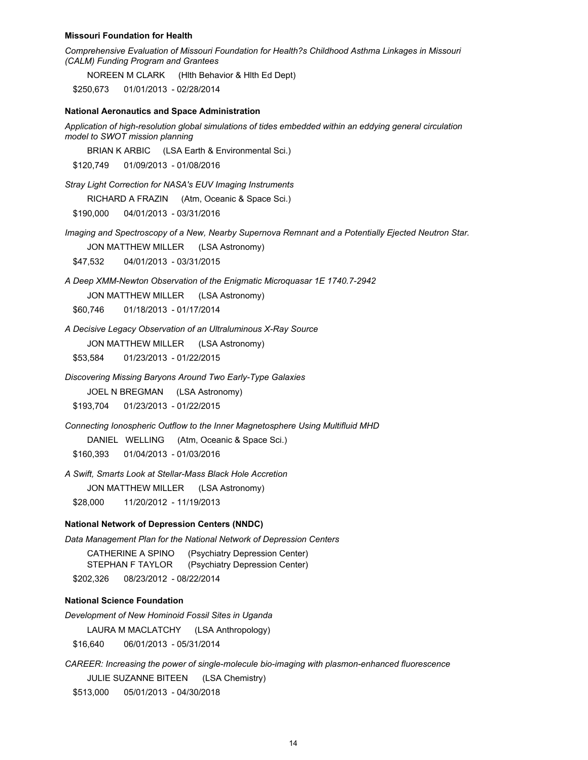**Missouri Foundation for Health**

*Comprehensive Evaluation of Missouri Foundation for Health?s Childhood Asthma Linkages in Missouri (CALM) Funding Program and Grantees*

NOREEN M CLARK (Hlth Behavior & Hlth Ed Dept)

$250,673 01/01/2013 - 02/28/2014

**National Aeronautics and Space Administration**

*Application of high-resolution global simulations of tides embedded within an eddying general circulation model to SWOT mission planning*

BRIAN K ARBIC (LSA Earth & Environmental Sci.)

$120,749 01/09/2013 - 01/08/2016

*Stray Light Correction for NASA's EUV Imaging Instruments*

RICHARD A FRAZIN (Atm, Oceanic & Space Sci.)

$190,000 04/01/2013 - 03/31/2016

*Imaging and Spectroscopy of a New, Nearby Supernova Remnant and a Potentially Ejected Neutron Star.*

JON MATTHEW MILLER (LSA Astronomy)

$47,532 04/01/2013 - 03/31/2015

*A Deep XMM-Newton Observation of the Enigmatic Microquasar 1E 1740.7-2942*

JON MATTHEW MILLER (LSA Astronomy)

$60,746 01/18/2013 - 01/17/2014

*A Decisive Legacy Observation of an Ultraluminous X-Ray Source*

JON MATTHEW MILLER (LSA Astronomy)

$53,584 01/23/2013 - 01/22/2015

*Discovering Missing Baryons Around Two Early-Type Galaxies*

JOEL N BREGMAN (LSA Astronomy)

$193,704 01/23/2013 - 01/22/2015

*Connecting Ionospheric Outflow to the Inner Magnetosphere Using Multifluid MHD*

DANIEL WELLING (Atm, Oceanic & Space Sci.)

$160,393 01/04/2013 - 01/03/2016

*A Swift, Smarts Look at Stellar-Mass Black Hole Accretion*

JON MATTHEW MILLER (LSA Astronomy)

$28,000 11/20/2012 - 11/19/2013

**National Network of Depression Centers (NNDC)**

*Data Management Plan for the National Network of Depression Centers*

CATHERINE A SPINO (Psychiatry Depression Center)
STEPHAN F TAYLOR (Psychiatry Depression Center)

$202,326 08/23/2012 - 08/22/2014

**National Science Foundation**

*Development of New Hominoid Fossil Sites in Uganda*

LAURA M MACLATCHY (LSA Anthropology)

$16,640 06/01/2013 - 05/31/2014

*CAREER: Increasing the power of single-molecule bio-imaging with plasmon-enhanced fluorescence*

JULIE SUZANNE BITEEN (LSA Chemistry)

$513,000 05/01/2013 - 04/30/2018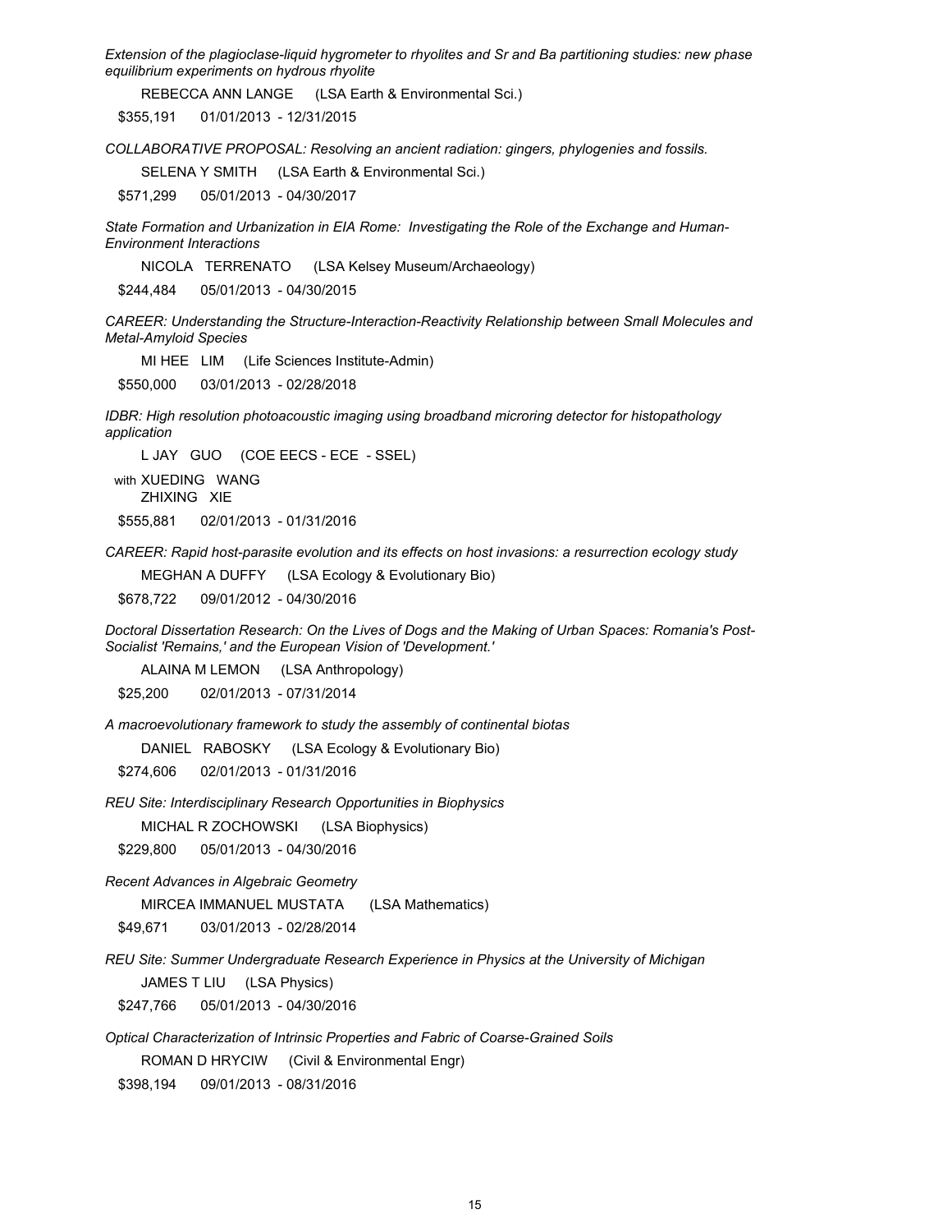*Extension of the plagioclase-liquid hygrometer to rhyolites and Sr and Ba partitioning studies: new phase equilibrium experiments on hydrous rhyolite*

REBECCA ANN LANGE (LSA Earth & Environmental Sci.)

$355,191 01/01/2013 - 12/31/2015

*COLLABORATIVE PROPOSAL: Resolving an ancient radiation: gingers, phylogenies and fossils.*

SELENA Y SMITH (LSA Earth & Environmental Sci.)

$571,299 05/01/2013 - 04/30/2017

*State Formation and Urbanization in EIA Rome: Investigating the Role of the Exchange and Human-Environment Interactions*

NICOLA TERRENATO (LSA Kelsey Museum/Archaeology)

$244,484 05/01/2013 - 04/30/2015

*CAREER: Understanding the Structure-Interaction-Reactivity Relationship between Small Molecules and Metal-Amyloid Species*

MI HEE LIM (Life Sciences Institute-Admin)

$550,000 03/01/2013 - 02/28/2018

*IDBR: High resolution photoacoustic imaging using broadband microring detector for histopathology application*

L JAY GUO (COE EECS - ECE - SSEL)

with XUEDING WANG
ZHIXING XIE

$555,881 02/01/2013 - 01/31/2016

*CAREER: Rapid host-parasite evolution and its effects on host invasions: a resurrection ecology study*

MEGHAN A DUFFY (LSA Ecology & Evolutionary Bio)

$678,722 09/01/2012 - 04/30/2016

*Doctoral Dissertation Research: On the Lives of Dogs and the Making of Urban Spaces: Romania's Post-Socialist 'Remains,' and the European Vision of 'Development.'*

ALAINA M LEMON (LSA Anthropology)

$25,200 02/01/2013 - 07/31/2014

*A macroevolutionary framework to study the assembly of continental biotas*

DANIEL RABOSKY (LSA Ecology & Evolutionary Bio)

$274,606 02/01/2013 - 01/31/2016

*REU Site: Interdisciplinary Research Opportunities in Biophysics*

MICHAL R ZOCHOWSKI (LSA Biophysics)

$229,800 05/01/2013 - 04/30/2016

*Recent Advances in Algebraic Geometry*

MIRCEA IMMANUEL MUSTATA (LSA Mathematics)

$49,671 03/01/2013 - 02/28/2014

*REU Site: Summer Undergraduate Research Experience in Physics at the University of Michigan*

JAMES T LIU (LSA Physics)

$247,766 05/01/2013 - 04/30/2016

*Optical Characterization of Intrinsic Properties and Fabric of Coarse-Grained Soils*

ROMAN D HRYCIW (Civil & Environmental Engr)

$398,194 09/01/2013 - 08/31/2016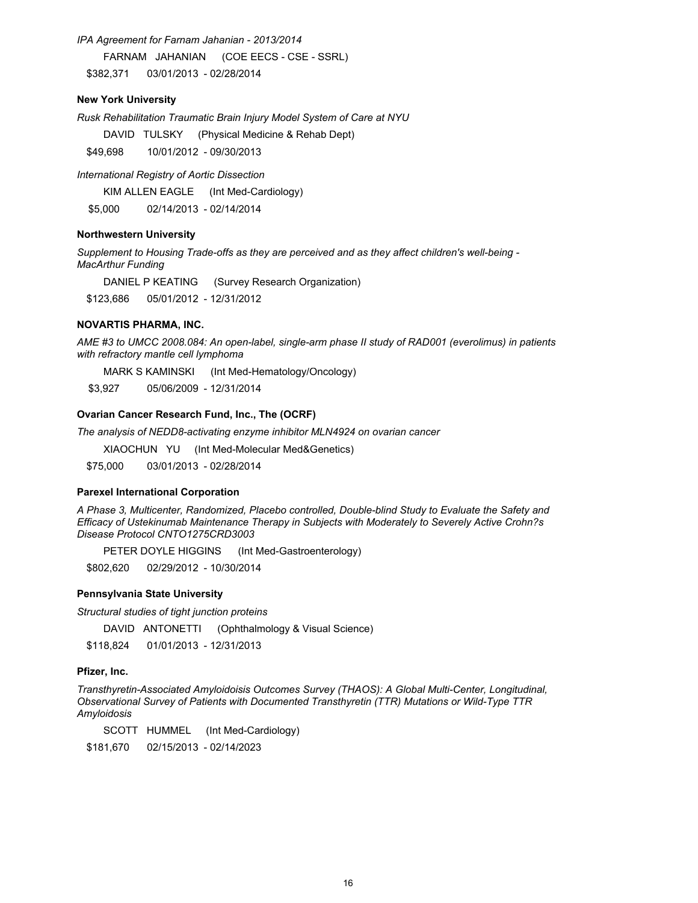*IPA Agreement for Farnam Jahanian - 2013/2014*

FARNAM JAHANIAN (COE EECS - CSE - SSRL)

$382,371 03/01/2013 - 02/28/2014

**New York University**

*Rusk Rehabilitation Traumatic Brain Injury Model System of Care at NYU*

DAVID TULSKY (Physical Medicine & Rehab Dept)

$49,698 10/01/2012 - 09/30/2013

*International Registry of Aortic Dissection*

KIM ALLEN EAGLE (Int Med-Cardiology)

$5,000 02/14/2013 - 02/14/2014

**Northwestern University**

*Supplement to Housing Trade-offs as they are perceived and as they affect children's well-being - MacArthur Funding*

DANIEL P KEATING (Survey Research Organization)

$123,686 05/01/2012 - 12/31/2012

**NOVARTIS PHARMA, INC.**

*AME #3 to UMCC 2008.084: An open-label, single-arm phase II study of RAD001 (everolimus) in patients with refractory mantle cell lymphoma*

MARK S KAMINSKI (Int Med-Hematology/Oncology)

$3,927 05/06/2009 - 12/31/2014

**Ovarian Cancer Research Fund, Inc., The (OCRF)**

*The analysis of NEDD8-activating enzyme inhibitor MLN4924 on ovarian cancer*

XIAOCHUN YU (Int Med-Molecular Med&Genetics)

$75,000 03/01/2013 - 02/28/2014

**Parexel International Corporation**

*A Phase 3, Multicenter, Randomized, Placebo controlled, Double-blind Study to Evaluate the Safety and Efficacy of Ustekinumab Maintenance Therapy in Subjects with Moderately to Severely Active Crohn?s Disease Protocol CNTO1275CRD3003*

PETER DOYLE HIGGINS (Int Med-Gastroenterology)

$802,620 02/29/2012 - 10/30/2014

**Pennsylvania State University**

*Structural studies of tight junction proteins*

DAVID ANTONETTI (Ophthalmology & Visual Science)

$118,824 01/01/2013 - 12/31/2013

**Pfizer, Inc.**

*Transthyretin-Associated Amyloidoisis Outcomes Survey (THAOS): A Global Multi-Center, Longitudinal, Observational Survey of Patients with Documented Transthyretin (TTR) Mutations or Wild-Type TTR Amyloidosis*

SCOTT HUMMEL (Int Med-Cardiology)

$181,670 02/15/2013 - 02/14/2023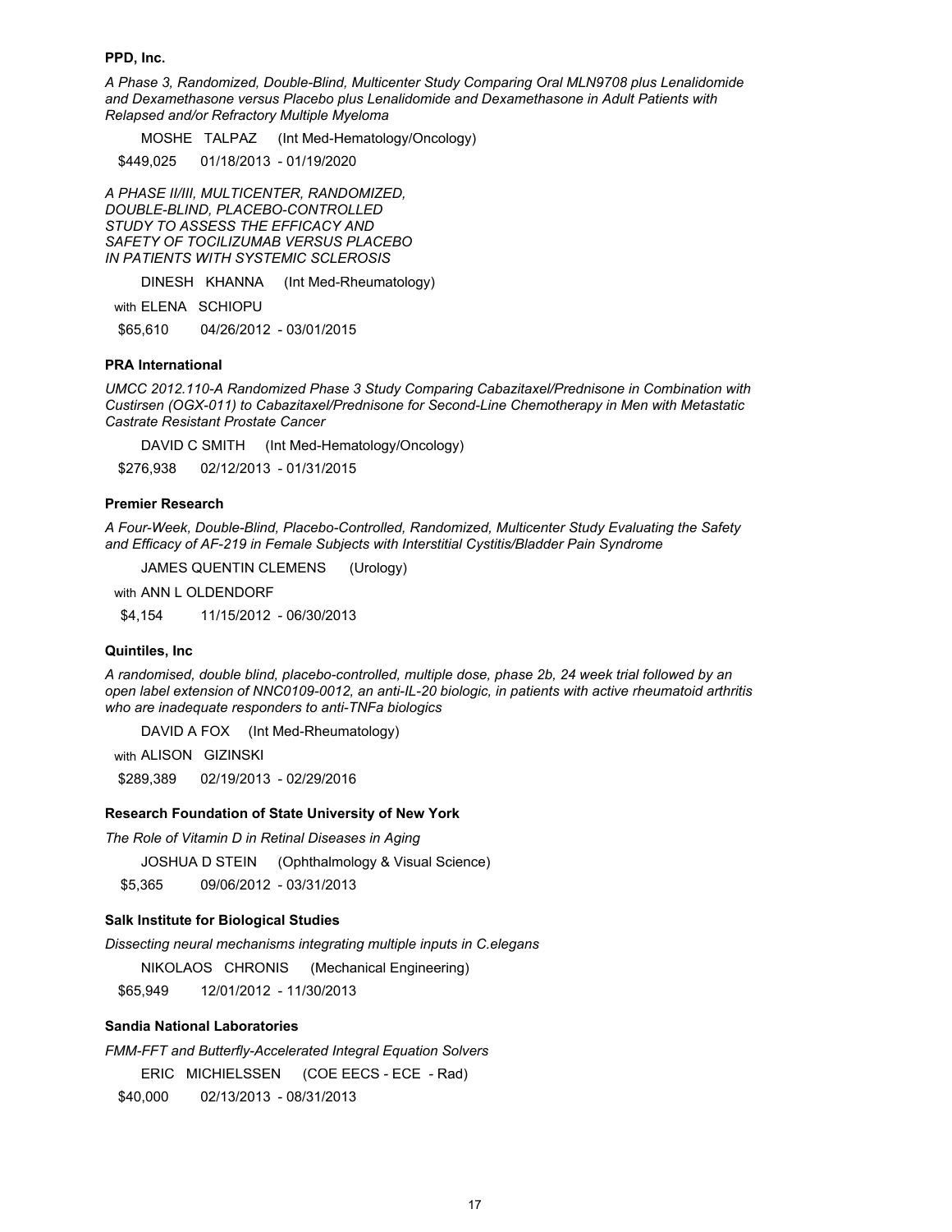**PPD, Inc.**

*A Phase 3, Randomized, Double-Blind, Multicenter Study Comparing Oral MLN9708 plus Lenalidomide and Dexamethasone versus Placebo plus Lenalidomide and Dexamethasone in Adult Patients with Relapsed and/or Refractory Multiple Myeloma*

MOSHE TALPAZ (Int Med-Hematology/Oncology)

$449,025 01/18/2013 - 01/19/2020

*A PHASE II/III, MULTICENTER, RANDOMIZED, DOUBLE-BLIND, PLACEBO-CONTROLLED STUDY TO ASSESS THE EFFICACY AND SAFETY OF TOCILIZUMAB VERSUS PLACEBO IN PATIENTS WITH SYSTEMIC SCLEROSIS*

DINESH KHANNA (Int Med-Rheumatology)

with ELENA SCHIOPU

$65,610 04/26/2012 - 03/01/2015

**PRA International**

*UMCC 2012.110-A Randomized Phase 3 Study Comparing Cabazitaxel/Prednisone in Combination with Custirsen (OGX-011) to Cabazitaxel/Prednisone for Second-Line Chemotherapy in Men with Metastatic Castrate Resistant Prostate Cancer*

DAVID C SMITH (Int Med-Hematology/Oncology)

$276,938 02/12/2013 - 01/31/2015

**Premier Research**

*A Four-Week, Double-Blind, Placebo-Controlled, Randomized, Multicenter Study Evaluating the Safety and Efficacy of AF-219 in Female Subjects with Interstitial Cystitis/Bladder Pain Syndrome*

JAMES QUENTIN CLEMENS (Urology)

with ANN L OLDENDORF

$4,154 11/15/2012 - 06/30/2013

**Quintiles, Inc**

*A randomised, double blind, placebo-controlled, multiple dose, phase 2b, 24 week trial followed by an open label extension of NNC0109-0012, an anti-IL-20 biologic, in patients with active rheumatoid arthritis who are inadequate responders to anti-TNFa biologics*

DAVID A FOX (Int Med-Rheumatology)

with ALISON GIZINSKI

$289,389 02/19/2013 - 02/29/2016

**Research Foundation of State University of New York**

*The Role of Vitamin D in Retinal Diseases in Aging*

JOSHUA D STEIN (Ophthalmology & Visual Science)

$5,365 09/06/2012 - 03/31/2013

**Salk Institute for Biological Studies**

*Dissecting neural mechanisms integrating multiple inputs in C.elegans*

NIKOLAOS CHRONIS (Mechanical Engineering)

$65,949 12/01/2012 - 11/30/2013

**Sandia National Laboratories**

*FMM-FFT and Butterfly-Accelerated Integral Equation Solvers*

ERIC MICHIELSSEN (COE EECS - ECE - Rad)

$40,000 02/13/2013 - 08/31/2013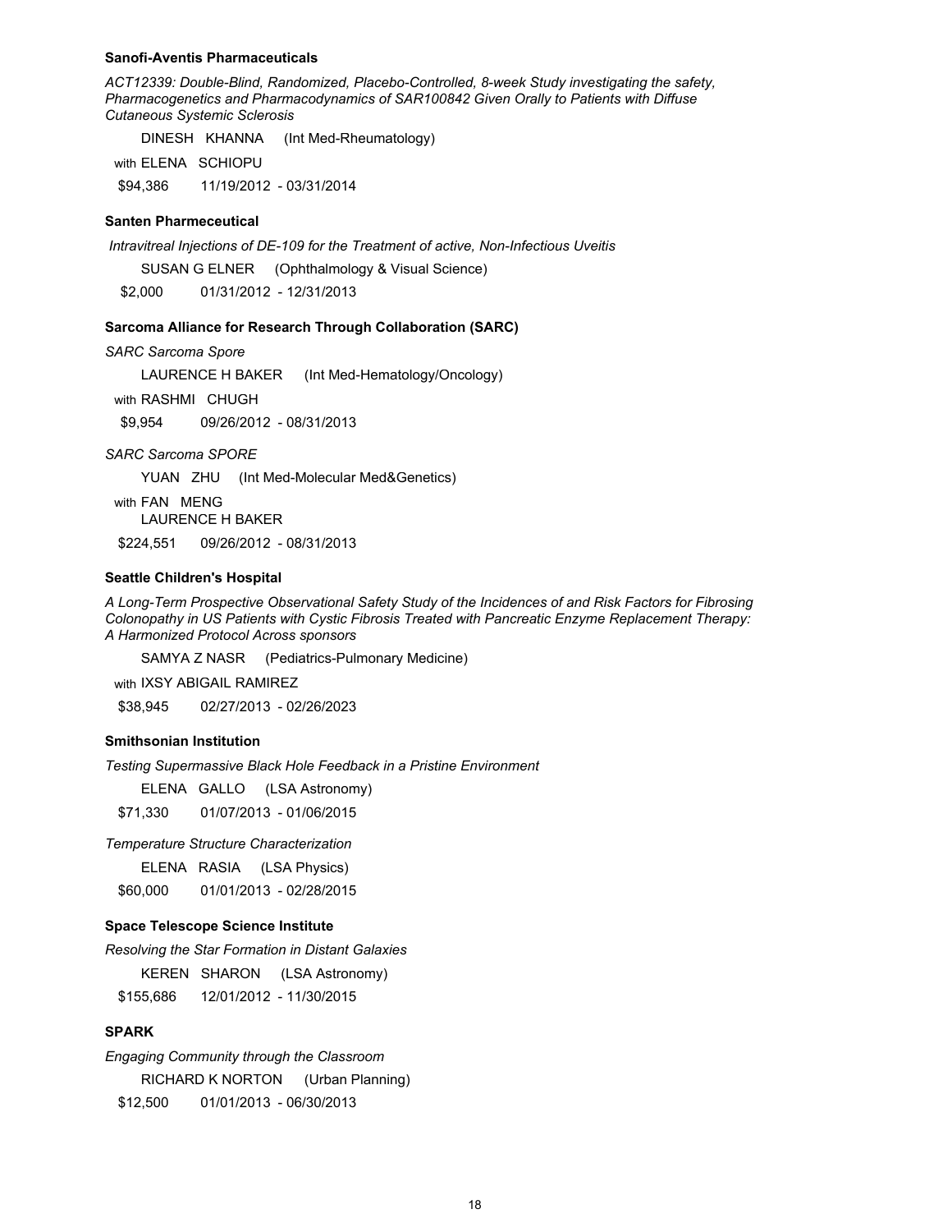**Sanofi-Aventis Pharmaceuticals**

*ACT12339: Double-Blind, Randomized, Placebo-Controlled, 8-week Study investigating the safety, Pharmacogenetics and Pharmacodynamics of SAR100842 Given Orally to Patients with Diffuse Cutaneous Systemic Sclerosis*

DINESH KHANNA (Int Med-Rheumatology)

with ELENA SCHIOPU

$94,386 11/19/2012 - 03/31/2014

**Santen Pharmeceutical**

*Intravitreal Injections of DE-109 for the Treatment of active, Non-Infectious Uveitis*

SUSAN G ELNER (Ophthalmology & Visual Science)

$2,000 01/31/2012 - 12/31/2013

**Sarcoma Alliance for Research Through Collaboration (SARC)**

*SARC Sarcoma Spore*

LAURENCE H BAKER (Int Med-Hematology/Oncology)

with RASHMI CHUGH

$9,954 09/26/2012 - 08/31/2013

*SARC Sarcoma SPORE*

YUAN ZHU (Int Med-Molecular Med&Genetics)

with FAN MENG
LAURENCE H BAKER

$224,551 09/26/2012 - 08/31/2013

**Seattle Children's Hospital**

*A Long-Term Prospective Observational Safety Study of the Incidences of and Risk Factors for Fibrosing Colonopathy in US Patients with Cystic Fibrosis Treated with Pancreatic Enzyme Replacement Therapy: A Harmonized Protocol Across sponsors*

SAMYA Z NASR (Pediatrics-Pulmonary Medicine)

with IXSY ABIGAIL RAMIREZ

$38,945 02/27/2013 - 02/26/2023

**Smithsonian Institution**

*Testing Supermassive Black Hole Feedback in a Pristine Environment*

ELENA GALLO (LSA Astronomy)

$71,330 01/07/2013 - 01/06/2015

*Temperature Structure Characterization*

ELENA RASIA (LSA Physics)

$60,000 01/01/2013 - 02/28/2015

**Space Telescope Science Institute**

*Resolving the Star Formation in Distant Galaxies*

KEREN SHARON (LSA Astronomy)

$155,686 12/01/2012 - 11/30/2015

**SPARK**

*Engaging Community through the Classroom*

RICHARD K NORTON (Urban Planning)

$12,500 01/01/2013 - 06/30/2013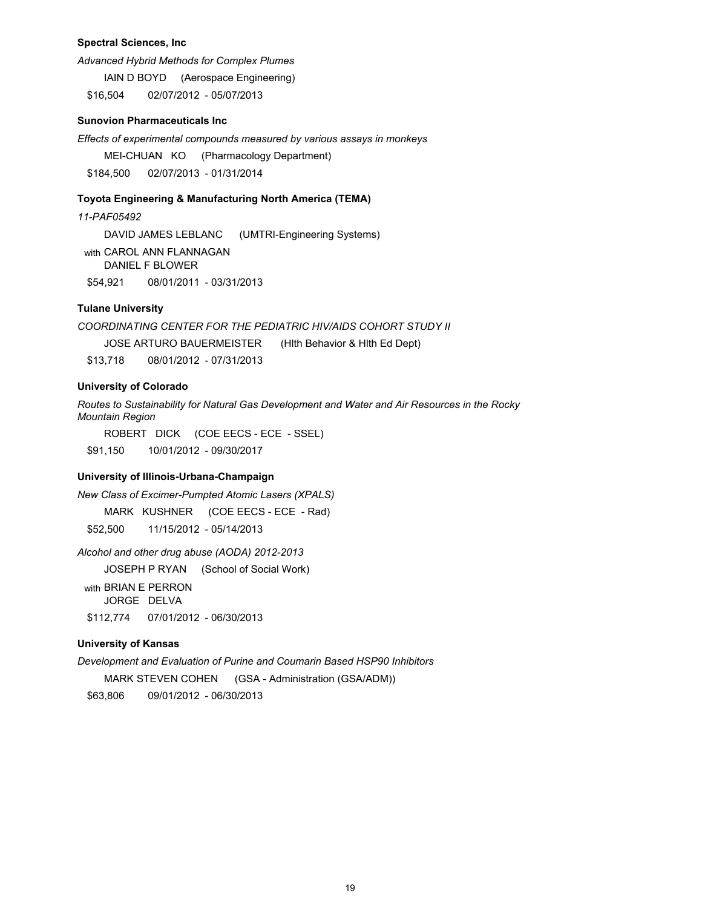**Spectral Sciences, Inc**

*Advanced Hybrid Methods for Complex Plumes*

IAIN D BOYD (Aerospace Engineering)

$16,504 02/07/2012 - 05/07/2013

**Sunovion Pharmaceuticals Inc**

*Effects of experimental compounds measured by various assays in monkeys*

MEI-CHUAN KO (Pharmacology Department)

$184,500 02/07/2013 - 01/31/2014

**Toyota Engineering & Manufacturing North America (TEMA)**

*11-PAF05492*

DAVID JAMES LEBLANC (UMTRI-Engineering Systems)

with CAROL ANN FLANNAGAN
DANIEL F BLOWER

$54,921 08/01/2011 - 03/31/2013

**Tulane University**

*COORDINATING CENTER FOR THE PEDIATRIC HIV/AIDS COHORT STUDY II*

JOSE ARTURO BAUERMEISTER (Hlth Behavior & Hlth Ed Dept)

$13,718 08/01/2012 - 07/31/2013

**University of Colorado**

*Routes to Sustainability for Natural Gas Development and Water and Air Resources in the Rocky Mountain Region*

ROBERT DICK (COE EECS - ECE - SSEL)

$91,150 10/01/2012 - 09/30/2017

**University of Illinois-Urbana-Champaign**

*New Class of Excimer-Pumpted Atomic Lasers (XPALS)*

MARK KUSHNER (COE EECS - ECE - Rad)

$52,500 11/15/2012 - 05/14/2013

*Alcohol and other drug abuse (AODA) 2012-2013*

JOSEPH P RYAN (School of Social Work)

with BRIAN E PERRON
JORGE DELVA

$112,774 07/01/2012 - 06/30/2013

**University of Kansas**

*Development and Evaluation of Purine and Coumarin Based HSP90 Inhibitors*

MARK STEVEN COHEN (GSA - Administration (GSA/ADM))

$63,806 09/01/2012 - 06/30/2013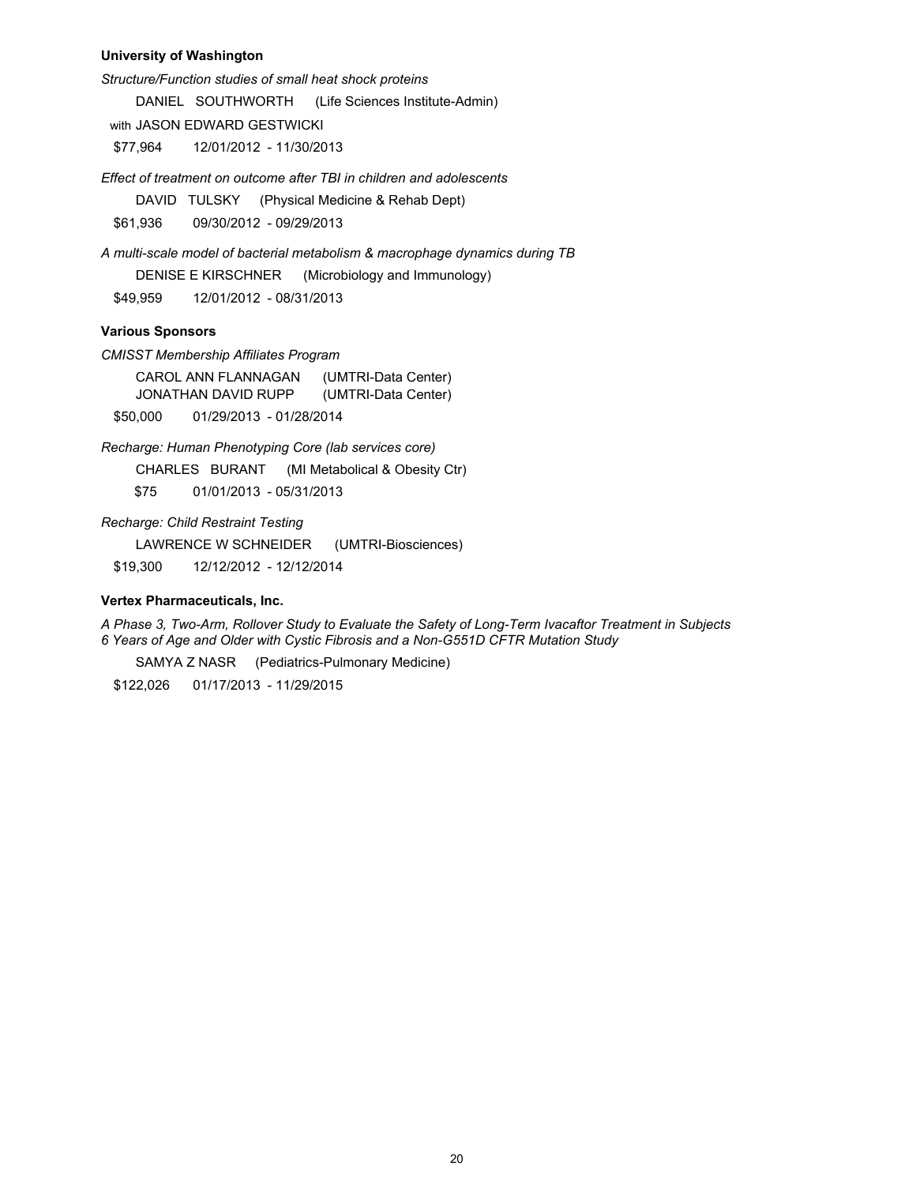**University of Washington**

*Structure/Function studies of small heat shock proteins*

DANIEL SOUTHWORTH (Life Sciences Institute-Admin)

with JASON EDWARD GESTWICKI

$77,964 12/01/2012 - 11/30/2013

*Effect of treatment on outcome after TBI in children and adolescents*

DAVID TULSKY (Physical Medicine & Rehab Dept)

$61,936 09/30/2012 - 09/29/2013

*A multi-scale model of bacterial metabolism & macrophage dynamics during TB*

DENISE E KIRSCHNER (Microbiology and Immunology)

$49,959 12/01/2012 - 08/31/2013

**Various Sponsors**

*CMISST Membership Affiliates Program*

CAROL ANN FLANNAGAN (UMTRI-Data Center)
JONATHAN DAVID RUPP (UMTRI-Data Center)

$50,000 01/29/2013 - 01/28/2014

*Recharge: Human Phenotyping Core (lab services core)*

CHARLES BURANT (MI Metabolical & Obesity Ctr)

$75 01/01/2013 - 05/31/2013

*Recharge: Child Restraint Testing*

LAWRENCE W SCHNEIDER (UMTRI-Biosciences)

$19,300 12/12/2012 - 12/12/2014

**Vertex Pharmaceuticals, Inc.**

*A Phase 3, Two-Arm, Rollover Study to Evaluate the Safety of Long-Term Ivacaftor Treatment in Subjects 6 Years of Age and Older with Cystic Fibrosis and a Non-G551D CFTR Mutation Study*

SAMYA Z NASR (Pediatrics-Pulmonary Medicine)

$122,026 01/17/2013 - 11/29/2015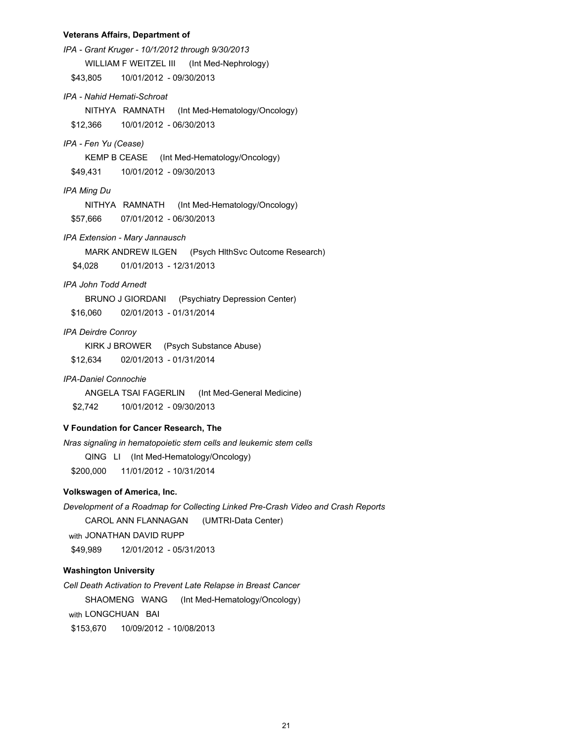**Veterans Affairs, Department of**

*IPA - Grant Kruger - 10/1/2012 through 9/30/2013*

WILLIAM F WEITZEL III (Int Med-Nephrology)

$43,805 10/01/2012 - 09/30/2013

*IPA - Nahid Hemati-Schroat*

NITHYA RAMNATH (Int Med-Hematology/Oncology)

$12,366 10/01/2012 - 06/30/2013

*IPA - Fen Yu (Cease)*

KEMP B CEASE (Int Med-Hematology/Oncology)

$49,431 10/01/2012 - 09/30/2013

*IPA Ming Du*

NITHYA RAMNATH (Int Med-Hematology/Oncology)

$57,666 07/01/2012 - 06/30/2013

*IPA Extension - Mary Jannausch*

MARK ANDREW ILGEN (Psych HlthSvc Outcome Research)

$4,028 01/01/2013 - 12/31/2013

*IPA John Todd Arnedt*

BRUNO J GIORDANI (Psychiatry Depression Center)

$16,060 02/01/2013 - 01/31/2014

*IPA Deirdre Conroy*

KIRK J BROWER (Psych Substance Abuse)

$12,634 02/01/2013 - 01/31/2014

*IPA-Daniel Connochie*

ANGELA TSAI FAGERLIN (Int Med-General Medicine)

$2,742 10/01/2012 - 09/30/2013

**V Foundation for Cancer Research, The**

*Nras signaling in hematopoietic stem cells and leukemic stem cells*

QING LI (Int Med-Hematology/Oncology)

$200,000 11/01/2012 - 10/31/2014

**Volkswagen of America, Inc.**

*Development of a Roadmap for Collecting Linked Pre-Crash Video and Crash Reports*

CAROL ANN FLANNAGAN (UMTRI-Data Center)

with JONATHAN DAVID RUPP

$49,989 12/01/2012 - 05/31/2013

**Washington University**

*Cell Death Activation to Prevent Late Relapse in Breast Cancer*

SHAOMENG WANG (Int Med-Hematology/Oncology)

with LONGCHUAN BAI

$153,670 10/09/2012 - 10/08/2013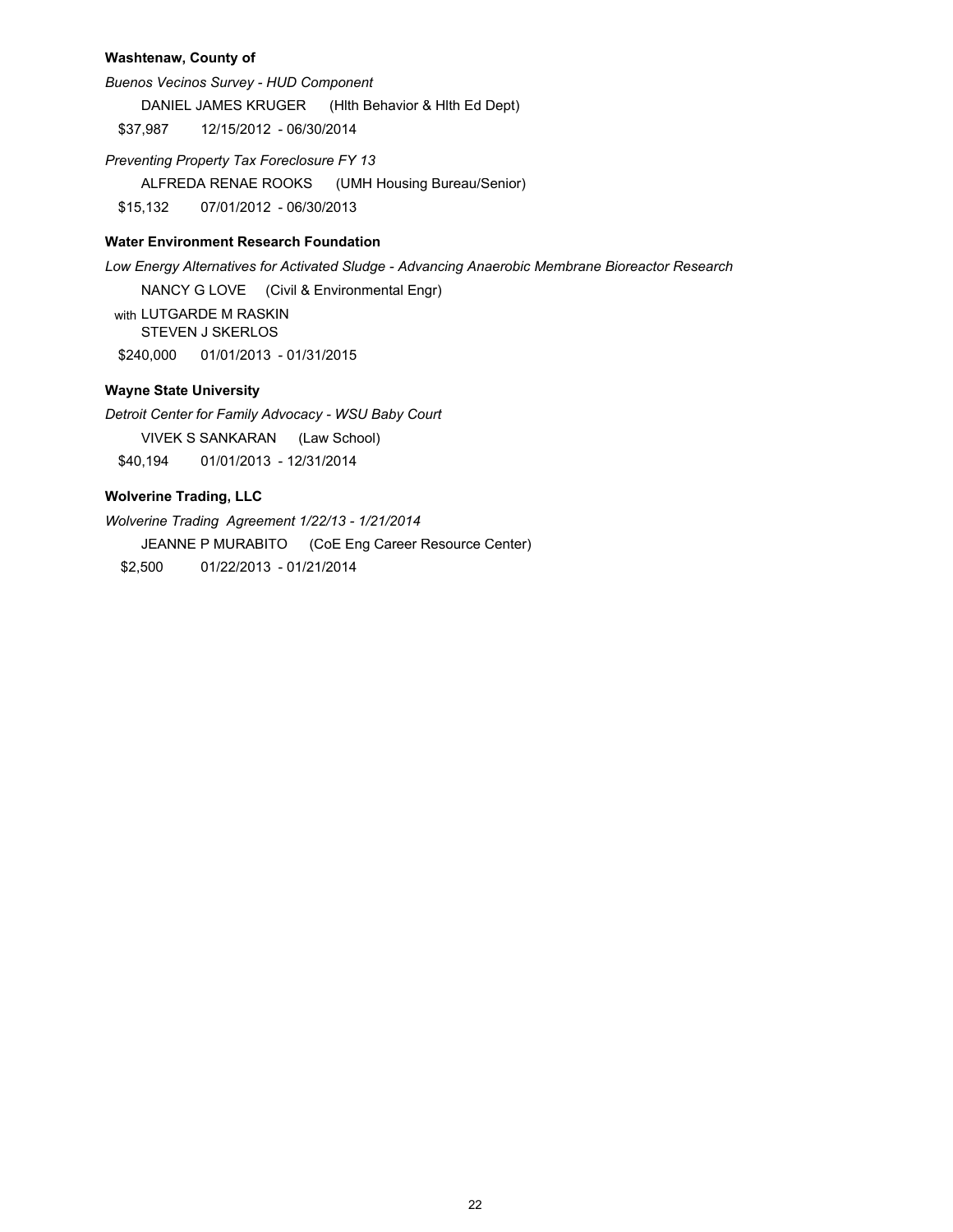**Washtenaw, County of**

*Buenos Vecinos Survey - HUD Component*

DANIEL JAMES KRUGER (Hlth Behavior & Hlth Ed Dept)

$37,987 12/15/2012 - 06/30/2014

*Preventing Property Tax Foreclosure FY 13*

ALFREDA RENAE ROOKS (UMH Housing Bureau/Senior)

$15,132 07/01/2012 - 06/30/2013

**Water Environment Research Foundation**

*Low Energy Alternatives for Activated Sludge - Advancing Anaerobic Membrane Bioreactor Research*

NANCY G LOVE (Civil & Environmental Engr)

with LUTGARDE M RASKIN
STEVEN J SKERLOS

$240,000 01/01/2013 - 01/31/2015

**Wayne State University**

*Detroit Center for Family Advocacy - WSU Baby Court*

VIVEK S SANKARAN (Law School)

$40,194 01/01/2013 - 12/31/2014

**Wolverine Trading, LLC**

*Wolverine Trading Agreement 1/22/13 - 1/21/2014*

JEANNE P MURABITO (CoE Eng Career Resource Center)

$2,500 01/22/2013 - 01/21/2014